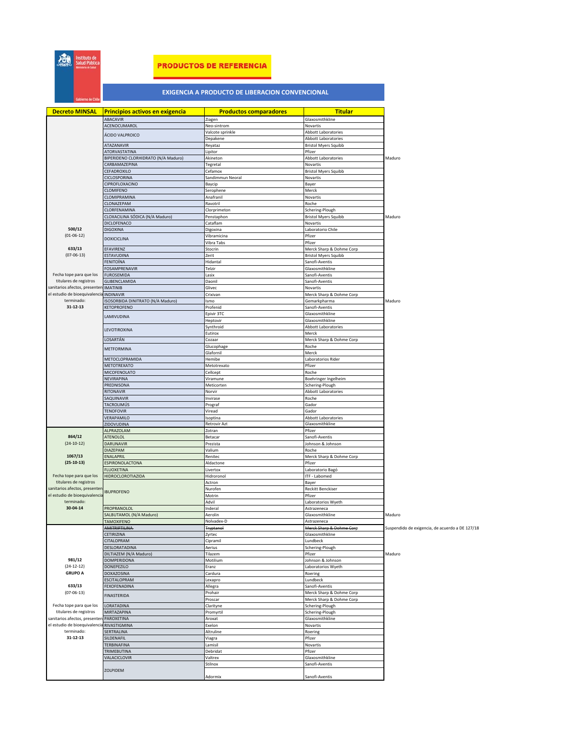Instituto de Salud Pública
Ministerio de Salud

Gobierno de Chile

# PRODUCTOS DE REFERENCIA

## EXIGENCIA A PRODUCTO DE LIBERACION CONVENCIONAL

| Decreto MINSAL | Principios activos en exigencia | Productos comparadores | Titular | |
|---|---|---|---|---|
| 500/12 (01-06-12) 633/13 (07-06-13) Fecha tope para que los titulares de registros sanitarios afectos, presenten el estudio de bioequivalencia terminado: **31-12-13** | ABACAVIR | Ziagen | Glaxosmithkline | |
| | ACENOCUMAROL | Neo-sintrom | Novartis | |
| | ÁCIDO VALPROICO | Valcote sprinkle | Abbott Laboratories | |
| | | Depakene | Abbott Laboratories | |
| | ATAZANAVIR | Reyataz | Bristol Myers Squibb | |
| | ATORVASTATINA | Lipitor | Pfizer | |
| | BIPERIDENO CLORHIDRATO (N/A Maduro) | Akineton | Abbott Laboratories | Maduro |
| | CARBAMAZEPINA | Tegretal | Novartis | |
| | CEFADROXILO | Cefamox | Bristol Myers Squibb | |
| | CICLOSPORINA | Sandimmun Neoral | Novartis | |
| | CIPROFLOXACINO | Baycip | Bayer | |
| | CLOMIFENO | Serophene | Merck | |
| | CLOMIPRAMINA | Anafranil | Novartis | |
| | CLONAZEPAM | Ravotril | Roche | |
| | CLORFENAMINA | Clorprimeton | Schering-Plough | |
| | CLOXACILINA SÓDICA (N/A Maduro) | Penstaphon | Bristol Myers Squibb | Maduro |
| | DICLOFENACO | Cataflam | Novartis | |
| | DIGOXINA | Digoxina | Laboratorio Chile | |
| | DOXICICLINA | Vibramicina | Pfizer | |
| | | Vibra Tabs | Pfizer | |
| | EFAVIRENZ | Stocrin | Merck Sharp & Dohme Corp | |
| | ESTAVUDINA | Zerit | Bristol Myers Squibb | |
| | FENITOÍNA | Hidantal | Sanofi-Aventis | |
| | FOSAMPRENAVIR | Telzir | Glaxosmithkline | |
| | FUROSEMIDA | Lasix | Sanofi-Aventis | |
| | GLIBENCLAMIDA | Daonil | Sanofi-Aventis | |
| | IMATINIB | Glivec | Novartis | |
| | INDINAVIR | Crixivan | Merck Sharp & Dohme Corp | |
| | ISOSORBIDA DINITRATO (N/A Maduro) | Ismo | Gemarkpharma | Maduro |
| | KETOPROFENO | Profenid | Sanofi-Aventis | |
| | LAMIVUDINA | Epivir 3TC | Glaxosmithkline | |
| | | Heptovir | Glaxosmithkline | |
| | LEVOTIROXINA | Synthroid | Abbott Laboratories | |
| | | Eutirox | Merck | |
| | LOSARTÁN | Cozaar | Merck Sharp & Dohme Corp | |
| | METFORMINA | Glucophage | Roche | |
| | | Glafornil | Merck | |
| | METOCLOPRAMIDA | Hemibe | Laboratorios Rider | |
| | METOTREXATO | Metotrexato | Pfizer | |
| | MICOFENOLATO | Cellcept | Roche | |
| | NEVIRAPINA | Viramune | Boehringer Ingelheim | |
| | PREDNISONA | Meticorten | Schering-Plough | |
| | RITONAVIR | Norvir | Abbott Laboratories | |
| | SAQUINAVIR | Invirase | Roche | |
| | TACROLIMÚS | Prograf | Gador | |
| | TENOFOVIR | Viread | Gador | |
| | VERAPAMILO | Isoptina | Abbott Laboratories | |
| | ZIDOVUDINA | Retrovir Azt | Glaxosmithkline | |
| 864/12 (24-10-12) **1067/13 (25-10-13)** Fecha tope para que los titulares de registros sanitarios afectos, presenten el estudio de bioequivalencia terminado: **30-04-14** | ALPRAZOLAM | Zotran | Pfizer | |
| | ATENOLOL | Betacar | Sanofi-Aventis | |
| | DARUNAVIR | Prezista | Johnson & Johnson | |
| | DIAZEPAM | Valium | Roche | |
| | ENALAPRIL | Renitec | Merck Sharp & Dohme Corp | |
| | ESPIRONOLACTONA | Aldactone | Pfizer | |
| | FLUOXETINA | Livertox | Laboratorio Bagó | |
| | HIDROCLOROTIAZIDA | Hidroronol | ITF - Labomed | |
| | IBUPROFENO | Actron | Bayer | |
| | | Nurofen | Reckitt Benckiser | |
| | | Motrin | Pfizer | |
| | | Advil | Laboratorios Wyeth | |
| | PROPRANOLOL | Inderal | Astrazeneca | |
| | SALBUTAMOL (N/A Maduro) | Aerolin | Glaxosmithkline | Maduro |
| | TAMOXIFENO | Nolvadex-D | Astrazeneca | |
| **981/12** (24-12-12) **GRUPO A** **633/13** (07-06-13) Fecha tope para que los titulares de registros sanitarios afectos, presenten el estudio de bioequivalencia terminado: **31-12-13** | ~~AMITRIPTILINA~~ | ~~Tryptanol~~ | ~~Merck Sharp & Dohme Corp~~ | Suspendido de exigencia, de acuerdo a DE 127/18 |
| | CETIRIZINA | Zyrtec | Glaxosmithkline | |
| | CITALOPRAM | Cipramil | Lundbeck | |
| | DESLORATADINA | Aerius | Schering-Plough | |
| | DILTIAZEM (N/A Maduro) | Tilazem | Pfizer | Maduro |
| | DOMPERIDONA | Motilium | Johnson & Johnson | |
| | DONEPEZILO | Eranz | Laboratorios Wyeth | |
| | DOXAZOSINA | Cardura | Roering | |
| | ESCITALOPRAM | Lexapro | Lundbeck | |
| | FEXOFENADINA | Allegra | Sanofi-Aventis | |
| | FINASTERIDA | Prohair | Merck Sharp & Dohme Corp | |
| | | Proscar | Merck Sharp & Dohme Corp | |
| | LORATADINA | Clarityne | Schering-Plough | |
| | MIRTAZAPINA | Promyrtil | Schering-Plough | |
| | PAROXETINA | Aroxat | Glaxosmithkline | |
| | RIVASTIGMINA | Exelon | Novartis | |
| | SERTRALINA | Altruline | Roering | |
| | SILDENAFIL | Viagra | Pfizer | |
| | TERBINAFINA | Lamisil | Novartis | |
| | TRIMEBUTINA | Debridat | Pfizer | |
| | VALACICLOVIR | Valtrex | Glaxosmithkline | |
| | ZOLPIDEM | Stilnox | Sanofi-Aventis | |
| | | Adormix | Sanofi-Aventis | |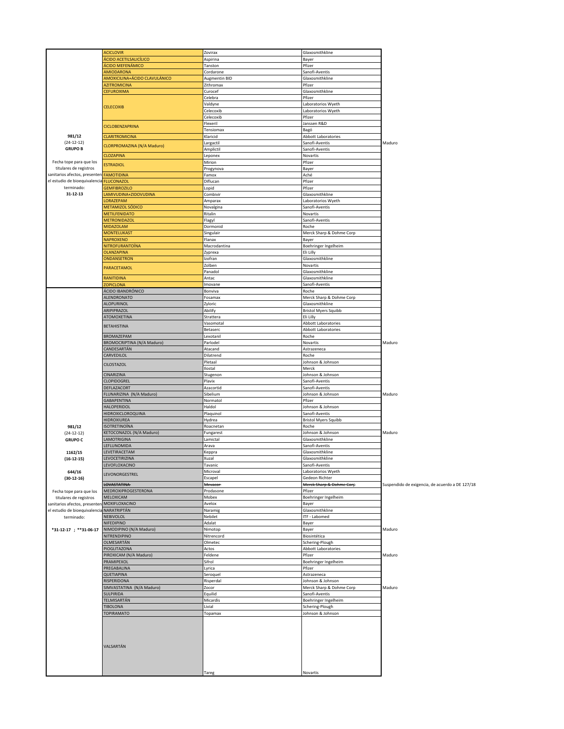| | | | | |
|---|---|---|---|---|
| **981/12** (24-12-12) **GRUPO B** Fecha tope para que los titulares de registros sanitarios afectos, presenten el estudio de bioequivalencia terminado: **31-12-13** | ACICLOVIR | Zovirax | Glaxosmithkline | |
| | ÁCIDO ACETILSALICÍLICO | Aspirina | Bayer | |
| | ÁCIDO MEFENÁMICO | Tanston | Pfizer | |
| | AMIODARONA | Cordarone | Sanofi-Aventis | |
| | AMOXICILINA+ÁCIDO CLAVULÁNICO | Augmentin BID | Glaxosmithkline | |
| | AZITROMICINA | Zithromax | Pfizer | |
| | CEFUROXIMA | Curocef | Glaxosmithkline | |
| | CELECOXIB | Celebra | Pfizer | |
| | | Valdyne | Laboratorios Wyeth | |
| | | Celecoxib | Laboratorios Wyeth | |
| | | Celecoxib | Pfizer | |
| | CICLOBENZAPRINA | Flexeril | Janssen R&D | |
| | | Tensiomax | Bagó | |
| | CLARITROMICINA | Klaricid | Abbott Laboratories | |
| | CLORPROMAZINA (N/A Maduro) | Largactil | Sanofi-Aventis | Maduro |
| | | Amplictil | Sanofi-Aventis | |
| | CLOZAPINA | Leponex | Novartis | |
| | ESTRADIOL | Mirion | Pfizer | |
| | | Progynova | Bayer | |
| | FAMOTIDINA | Famox | Aché | |
| | FLUCONAZOL | Diflucan | Pfizer | |
| | GEMFIBROZILO | Lopid | Pfizer | |
| | LAMIVUDINA+ZIDOVUDINA | Combivir | Glaxosmithkline | |
| | LORAZEPAM | Amparax | Laboratorios Wyeth | |
| | METAMIZOL SÓDICO | Novalgina | Sanofi-Aventis | |
| | METILFENIDATO | Ritalin | Novartis | |
| | METRONIDAZOL | Flagyl | Sanofi-Aventis | |
| | MIDAZOLAM | Dormonid | Roche | |
| | MONTELUKAST | Singulair | Merck Sharp & Dohme Corp | |
| | NAPROXENO | Flanax | Bayer | |
| | NITROFURANTOÍNA | Macrodantina | Boehringer Ingelheim | |
| | OLANZAPINA | Zyprexa | Eli Lilly | |
| | ONDANSETRON | Izofran | Glaxosmithkline | |
| | PARACETAMOL | Zolben | Novartis | |
| | | Panadol | Glaxosmithkline | |
| | RANITIDINA | Antac | Glaxosmithkline | |
| | ZOPICLONA | Imovane | Sanofi-Aventis | |
| **981/12** (24-12-12) **GRUPO C** **1162/15** **(16-12-15)** **644/16** **(30-12-16)** Fecha tope para que los titulares de registros sanitarios afectos, presenten el estudio de bioequivalencia terminado: ***31-12-17 ; **31-06-17** | ÁCIDO IBANDRÓNICO | Bonviva | Roche | |
| | ALENDRONATO | Fosamax | Merck Sharp & Dohme Corp | |
| | ALOPURINOL | Zyloric | Glaxosmithkline | |
| | ARIPIPRAZOL | Abilify | Bristol Myers Squibb | |
| | ATOMOXETINA | Strattera | Eli Lilly | |
| | BETAHISTINA | Vasomotal | Abbott Laboratories | |
| | | Betaserc | Abbott Laboratories | |
| | BROMAZEPAM | Lexotanil | Roche | |
| | BROMOCRIPTINA (N/A Maduro) | Parlodel | Novartis | Maduro |
| | CANDESARTÁN | Atacand | Astrazeneca | |
| | CARVEDILOL | Dilatrend | Roche | |
| | CILOSTAZOL | Pletaal | Johnson & Johnson | |
| | | Ilostal | Merck | |
| | CINARIZINA | Stugenon | Johnson & Johnson | |
| | CLOPIDOGREL | Plavix | Sanofi-Aventis | |
| | DEFLAZACORT | Azacortid | Sanofi-Aventis | |
| | FLUNARIZINA (N/A Maduro) | Sibelium | Johnson & Johnson | Maduro |
| | GABAPENTINA | Normatol | Pfizer | |
| | HALOPERIDOL | Haldol | Johnson & Johnson | |
| | HIDROXICLOROQUINA | Plaquinol | Sanofi-Aventis | |
| | HIDROXIUREA | Hydrea | Bristol Myers Squibb | |
| | ISOTRETINOÍNA | Roacnetan | Roche | |
| | KETOCONAZOL (N/A Maduro) | Fungarest | Johnson & Johnson | Maduro |
| | LAMOTRIGINA | Lamictal | Glaxosmithkline | |
| | LEFLUNOMIDA | Arava | Sanofi-Aventis | |
| | LEVETIRACETAM | Keppra | Glaxosmithkline | |
| | LEVOCETIRIZINA | Xuzal | Glaxosmithkline | |
| | LEVOFLOXACINO | Tavanic | Sanofi-Aventis | |
| | LEVONORGESTREL | Microval | Laboratorios Wyeth | |
| | | Escapel | Gedeon Richter | |
| | ~~LOVASTATINA~~ | ~~Mevacor~~ | ~~Merck Sharp & Dohme Corp~~ | Suspendido de exigencia, de acuerdo a DE 127/18 |
| | MEDROXIPROGESTERONA | Prodasone | Pfizer | |
| | MELOXICAM | Mobex | Boehringer Ingelheim | |
| | MOXIFLOXACINO | Avelox | Bayer | |
| | NARATRIPTÁN | Naramig | Glaxosmithkline | |
| | NEBIVOLOL | Nebilet | ITF - Labomed | |
| | NIFEDIPINO | Adalat | Bayer | |
| | NIMODIPINO (N/A Maduro) | Nimotop | Bayer | Maduro |
| | NITRENDIPINO | Nitrencord | Biosintética | |
| | OLMESARTÁN | Olmetec | Schering-Plough | |
| | PIOGLITAZONA | Actos | Abbott Laboratories | |
| | PIROXICAM (N/A Maduro) | Feldene | Pfizer | Maduro |
| | PRAMIPEXOL | Sifrol | Boehringer Ingelheim | |
| | PREGABALINA | Lyrica | Pfizer | |
| | QUETIAPINA | Seroquel | Astrazeneca | |
| | RISPERIDONA | Risperdal | Johnson & Johnson | |
| | SIMVASTATINA (N/A Maduro) | Zocor | Merck Sharp & Dohme Corp | Maduro |
| | SULPIRIDA | Equilid | Sanofi-Aventis | |
| | TELMISARTÁN | Micardis | Boehringer Ingelheim | |
| | TIBOLONA | Livial | Schering-Plough | |
| | TOPIRAMATO | Topamax | Johnson & Johnson | |
| | VALSARTÁN | Tareg | Novartis | |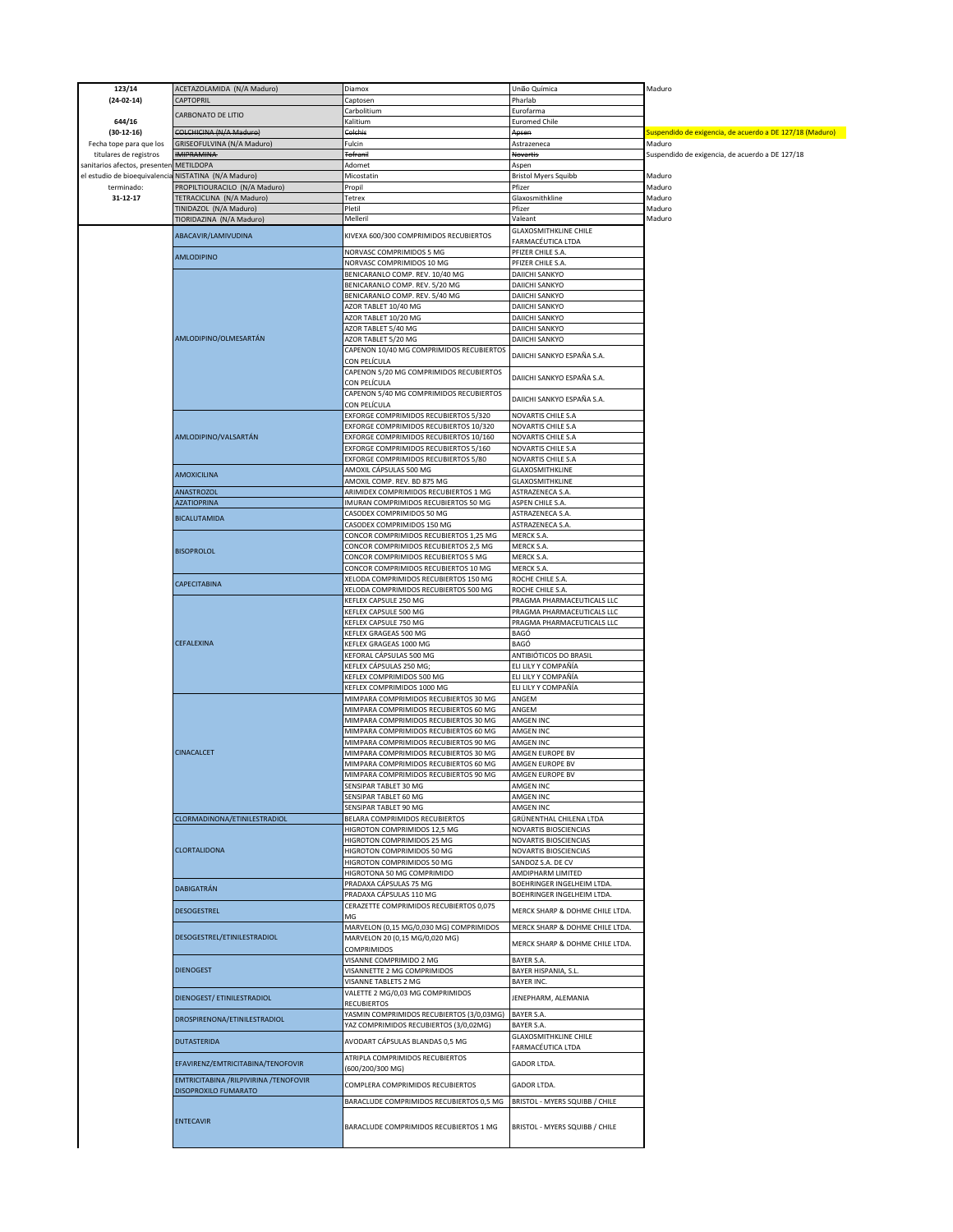| | | | | |
|---|---|---|---|---|
| **123/14** | ACETAZOLAMIDA (N/A Maduro) | Diamox | União Química | Maduro |
| **(24-02-14)** | CAPTOPRIL | Captosen | Pharlab | |
| | CARBONATO DE LITIO | Carbolitium | Eurofarma | |
| **644/16** | | Kalitium | Euromed Chile | |
| **(30-12-16)** | ~~COLCHICINA (N/A Maduro)~~ | ~~Colchis~~ | ~~Apsen~~ | Suspendido de exigencia, de acuerdo a DE 127/18 (Maduro) |
| Fecha tope para que los | GRISEOFULVINA (N/A Maduro) | Fulcin | Astrazeneca | Maduro |
| titulares de registros | ~~IMIPRAMINA~~ | ~~Tofranil~~ | ~~Novartis~~ | Suspendido de exigencia, de acuerdo a DE 127/18 |
| sanitarios afectos, presenten | METILDOPA | Adomet | Aspen | |
| el estudio de bioequivalencia | NISTATINA (N/A Maduro) | Micostatin | Bristol Myers Squibb | Maduro |
| terminado: | PROPILTIOURACILO (N/A Maduro) | Propil | Pfizer | Maduro |
| **31-12-17** | TETRACICLINA (N/A Maduro) | Tetrex | Glaxosmithkline | Maduro |
| | TINIDAZOL (N/A Maduro) | Pletil | Pfizer | Maduro |
| | TIORIDAZINA (N/A Maduro) | Melleril | Valeant | Maduro |
| | ABACAVIR/LAMIVUDINA | KIVEXA 600/300 COMPRIMIDOS RECUBIERTOS | GLAXOSMITHKLINE CHILE FARMACÉUTICA LTDA | |
| | AMLODIPINO | NORVASC COMPRIMIDOS 5 MG | PFIZER CHILE S.A. | |
| | | NORVASC COMPRIMIDOS 10 MG | PFIZER CHILE S.A. | |
| | AMLODIPINO/OLMESARTÁN | BENICARANLO COMP. REV. 10/40 MG | DAIICHI SANKYO | |
| | | BENICARANLO COMP. REV. 5/20 MG | DAIICHI SANKYO | |
| | | BENICARANLO COMP. REV. 5/40 MG | DAIICHI SANKYO | |
| | | AZOR TABLET 10/40 MG | DAIICHI SANKYO | |
| | | AZOR TABLET 10/20 MG | DAIICHI SANKYO | |
| | | AZOR TABLET 5/40 MG | DAIICHI SANKYO | |
| | | AZOR TABLET 5/20 MG | DAIICHI SANKYO | |
| | | CAPENON 10/40 MG COMPRIMIDOS RECUBIERTOS CON PELÍCULA | DAIICHI SANKYO ESPAÑA S.A. | |
| | | CAPENON 5/20 MG COMPRIMIDOS RECUBIERTOS CON PELÍCULA | DAIICHI SANKYO ESPAÑA S.A. | |
| | | CAPENON 5/40 MG COMPRIMIDOS RECUBIERTOS CON PELÍCULA | DAIICHI SANKYO ESPAÑA S.A. | |
| | AMLODIPINO/VALSARTÁN | EXFORGE COMPRIMIDOS RECUBIERTOS 5/320 | NOVARTIS CHILE S.A | |
| | | EXFORGE COMPRIMIDOS RECUBIERTOS 10/320 | NOVARTIS CHILE S.A | |
| | | EXFORGE COMPRIMIDOS RECUBIERTOS 10/160 | NOVARTIS CHILE S.A | |
| | | EXFORGE COMPRIMIDOS RECUBIERTOS 5/160 | NOVARTIS CHILE S.A | |
| | | EXFORGE COMPRIMIDOS RECUBIERTOS 5/80 | NOVARTIS CHILE S.A | |
| | AMOXICILINA | AMOXIL CÁPSULAS 500 MG | GLAXOSMITHKLINE | |
| | | AMOXIL COMP. REV. BD 875 MG | GLAXOSMITHKLINE | |
| | ANASTROZOL | ARIMIDEX COMPRIMIDOS RECUBIERTOS 1 MG | ASTRAZENECA S.A. | |
| | AZATIOPRINA | IMURAN COMPRIMIDOS RECUBIERTOS 50 MG | ASPEN CHILE S.A. | |
| | BICALUTAMIDA | CASODEX COMPRIMIDOS 50 MG | ASTRAZENECA S.A. | |
| | | CASODEX COMPRIMIDOS 150 MG | ASTRAZENECA S.A. | |
| | BISOPROLOL | CONCOR COMPRIMIDOS RECUBIERTOS 1,25 MG | MERCK S.A. | |
| | | CONCOR COMPRIMIDOS RECUBIERTOS 2,5 MG | MERCK S.A. | |
| | | CONCOR COMPRIMIDOS RECUBIERTOS 5 MG | MERCK S.A. | |
| | | CONCOR COMPRIMIDOS RECUBIERTOS 10 MG | MERCK S.A. | |
| | CAPECITABINA | XELODA COMPRIMIDOS RECUBIERTOS 150 MG | ROCHE CHILE S.A. | |
| | | XELODA COMPRIMIDOS RECUBIERTOS 500 MG | ROCHE CHILE S.A. | |
| | CEFALEXINA | KEFLEX CAPSULE 250 MG | PRAGMA PHARMACEUTICALS LLC | |
| | | KEFLEX CAPSULE 500 MG | PRAGMA PHARMACEUTICALS LLC | |
| | | KEFLEX CAPSULE 750 MG | PRAGMA PHARMACEUTICALS LLC | |
| | | KEFLEX GRAGEAS 500 MG | BAGÓ | |
| | | KEFLEX GRAGEAS 1000 MG | BAGÓ | |
| | | KEFORAL CÁPSULAS 500 MG | ANTIBIÓTICOS DO BRASIL | |
| | | KEFLEX CÁPSULAS 250 MG; | ELI LILY Y COMPAÑÍA | |
| | | KEFLEX COMPRIMIDOS 500 MG | ELI LILY Y COMPAÑÍA | |
| | | KEFLEX COMPRIMIDOS 1000 MG | ELI LILY Y COMPAÑÍA | |
| | CINACALCET | MIMPARA COMPRIMIDOS RECUBIERTOS 30 MG | ANGEM | |
| | | MIMPARA COMPRIMIDOS RECUBIERTOS 60 MG | ANGEM | |
| | | MIMPARA COMPRIMIDOS RECUBIERTOS 30 MG | AMGEN INC | |
| | | MIMPARA COMPRIMIDOS RECUBIERTOS 60 MG | AMGEN INC | |
| | | MIMPARA COMPRIMIDOS RECUBIERTOS 90 MG | AMGEN INC | |
| | | MIMPARA COMPRIMIDOS RECUBIERTOS 30 MG | AMGEN EUROPE BV | |
| | | MIMPARA COMPRIMIDOS RECUBIERTOS 60 MG | AMGEN EUROPE BV | |
| | | MIMPARA COMPRIMIDOS RECUBIERTOS 90 MG | AMGEN EUROPE BV | |
| | | SENSIPAR TABLET 30 MG | AMGEN INC | |
| | | SENSIPAR TABLET 60 MG | AMGEN INC | |
| | | SENSIPAR TABLET 90 MG | AMGEN INC | |
| | CLORMADINONA/ETINILESTRADIOL | BELARA COMPRIMIDOS RECUBIERTOS | GRÜNENTHAL CHILENA LTDA | |
| | CLORTALIDONA | HIGROTON COMPRIMIDOS 12,5 MG | NOVARTIS BIOSCIENCIAS | |
| | | HIGROTON COMPRIMIDOS 25 MG | NOVARTIS BIOSCIENCIAS | |
| | | HIGROTON COMPRIMIDOS 50 MG | NOVARTIS BIOSCIENCIAS | |
| | | HIGROTON COMPRIMIDOS 50 MG | SANDOZ S.A. DE CV | |
| | | HIGROTONA 50 MG COMPRIMIDO | AMDIPHARM LIMITED | |
| | DABIGATRÁN | PRADAXA CÁPSULAS 75 MG | BOEHRINGER INGELHEIM LTDA. | |
| | | PRADAXA CÁPSULAS 110 MG | BOEHRINGER INGELHEIM LTDA. | |
| | DESOGESTREL | CERAZETTE COMPRIMIDOS RECUBIERTOS 0,075 MG | MERCK SHARP & DOHME CHILE LTDA. | |
| | DESOGESTREL/ETINILESTRADIOL | MARVELON (0,15 MG/0,030 MG) COMPRIMIDOS | MERCK SHARP & DOHME CHILE LTDA. | |
| | | MARVELON 20 (0,15 MG/0,020 MG) COMPRIMIDOS | MERCK SHARP & DOHME CHILE LTDA. | |
| | DIENOGEST | VISANNE COMPRIMIDO 2 MG | BAYER S.A. | |
| | | VISANNETTE 2 MG COMPRIMIDOS | BAYER HISPANIA, S.L. | |
| | | VISANNE TABLETS 2 MG | BAYER INC. | |
| | DIENOGEST/ ETINILESTRADIOL | VALETTE 2 MG/0,03 MG COMPRIMIDOS RECUBIERTOS | JENEPHARM, ALEMANIA | |
| | DROSPIRENONA/ETINILESTRADIOL | YASMIN COMPRIMIDOS RECUBIERTOS (3/0,03MG) | BAYER S.A. | |
| | | YAZ COMPRIMIDOS RECUBIERTOS (3/0,02MG) | BAYER S.A. | |
| | DUTASTERIDA | AVODART CÁPSULAS BLANDAS 0,5 MG | GLAXOSMITHKLINE CHILE FARMACÉUTICA LTDA | |
| | EFAVIRENZ/EMTRICITABINA/TENOFOVIR | ATRIPLA COMPRIMIDOS RECUBIERTOS (600/200/300 MG) | GADOR LTDA. | |
| | EMTRICITABINA /RILPIVIRINA /TENOFOVIR DISOPROXILO FUMARATO | COMPLERA COMPRIMIDOS RECUBIERTOS | GADOR LTDA. | |
| | ENTECAVIR | BARACLUDE COMPRIMIDOS RECUBIERTOS 0,5 MG | BRISTOL - MYERS SQUIBB / CHILE | |
| | | BARACLUDE COMPRIMIDOS RECUBIERTOS 1 MG | BRISTOL - MYERS SQUIBB / CHILE | |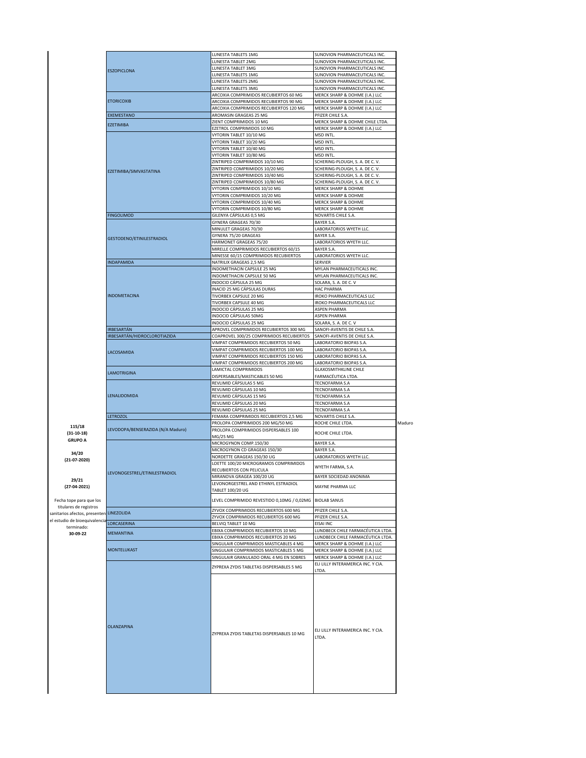| | | | | |
|---|---|---|---|---|
| | ESZOPICLONA | LUNESTA TABLETS 1MG | SUNOVION PHARMACEUTICALS INC. | |
| | | LUNESTA TABLET 2MG | SUNOVION PHARMACEUTICALS INC. | |
| | | LUNESTA TABLET 3MG | SUNOVION PHARMACEUTICALS INC. | |
| | | LUNESTA TABLETS 1MG | SUNOVION PHARMACEUTICALS INC. | |
| | | LUNESTA TABLETS 2MG | SUNOVION PHARMACEUTICALS INC. | |
| | | LUNESTA TABLETS 3MG | SUNOVION PHARMACEUTICALS INC. | |
| | ETORICOXIB | ARCOXIA COMPRIMIDOS RECUBIERTOS 60 MG | MERCK SHARP & DOHME (I.A.) LLC | |
| | | ARCOXIA COMPRIMIDOS RECUBIERTOS 90 MG | MERCK SHARP & DOHME (I.A.) LLC | |
| | | ARCOXIA COMPRIMIDOS RECUBIERTOS 120 MG | MERCK SHARP & DOHME (I.A.) LLC | |
| | EXEMESTANO | AROMASIN GRAGEAS 25 MG | PFIZER CHILE S.A. | |
| | EZETIMIBA | ZIENT COMPRIMIDOS 10 MG | MERCK SHARP & DOHME CHILE LTDA. | |
| | | EZETROL COMPRIMIDOS 10 MG | MERCK SHARP & DOHME (I.A.) LLC | |
| | EZETIMIBA/SIMVASTATINA | VYTORIN TABLET 10/10 MG | MSD INTL. | |
| | | VYTORIN TABLET 10/20 MG | MSD INTL. | |
| | | VYTORIN TABLET 10/40 MG | MSD INTL. | |
| | | VYTORIN TABLET 10/80 MG | MSD INTL. | |
| | | ZINTRIPED COMPRIMIDOS 10/10 MG | SCHERING-PLOUGH, S. A. DE C. V. | |
| | | ZINTRIPED COMPRIMIDOS 10/20 MG | SCHERING-PLOUGH, S. A. DE C. V. | |
| | | ZINTRIPED COMPRIMIDOS 10/40 MG | SCHERING-PLOUGH, S. A. DE C. V. | |
| | | ZINTRIPED COMPRIMIDOS 10/80 MG | SCHERING-PLOUGH, S. A. DE C. V. | |
| | | VYTORIN COMPRIMIDOS 10/10 MG | MERCK SHARP & DOHME | |
| | | VYTORIN COMPRIMIDOS 10/20 MG | MERCK SHARP & DOHME | |
| | | VYTORIN COMPRIMIDOS 10/40 MG | MERCK SHARP & DOHME | |
| | | VYTORIN COMPRIMIDOS 10/80 MG | MERCK SHARP & DOHME | |
| | FINGOLIMOD | GILENYA CÁPSULAS 0,5 MG | NOVARTIS CHILE S.A. | |
| | GESTODENO/ETINILESTRADIOL | GYNERA GRAGEAS 70/30 | BAYER S.A. | |
| | | MINULET GRAGEAS 70/30 | LABORATORIOS WYETH LLC. | |
| | | GYNERA 75/20 GRAGEAS | BAYER S.A. | |
| | | HARMONET GRAGEAS 75/20 | LABORATORIOS WYETH LLC. | |
| | | MIRELLE COMPRIMIDOS RECUBIERTOS 60/15 | BAYER S.A. | |
| | | MINESSE 60/15 COMPRIMIDOS RECUBIERTOS | LABORATORIOS WYETH LLC. | |
| | INDAPAMIDA | NATRILIX GRAGEAS 2,5 MG | SERVIER | |
| | INDOMETACINA | INDOMETHACIN CAPSULE 25 MG | MYLAN PHARMACEUTICALS INC. | |
| | | INDOMETHACIN CAPSULE 50 MG | MYLAN PHARMACEUTICALS INC. | |
| | | INDOCID CÁPSULA 25 MG | SOLARA, S. A. DE C. V | |
| | | INACID 25 MG CÁPSULAS DURAS | HAC PHARMA | |
| | | TIVORBEX CAPSULE 20 MG | IROKO PHARMACEUTICALS LLC | |
| | | TIVORBEX CAPSULE 40 MG | IROKO PHARMACEUTICALS LLC | |
| | | INDOCID CÁPSULAS 25 MG | ASPEN PHARMA | |
| | | INDOCID CÁPSULAS 50MG | ASPEN PHARMA | |
| | | INDOCID CÁPSULAS 25 MG | SOLARA, S. A. DE C. V | |
| | IRBESARTÁN | APROVEL COMPRIMIDOS RECUBIERTOS 300 MG | SANOFI-AVENTIS DE CHILE S.A. | |
| | IRBESARTÁN/HIDROCLOROTIAZIDA | COAPROVEL 300/25 COMPRIMIDOS RECUBIERTOS | SANOFI-AVENTIS DE CHILE S.A. | |
| | LACOSAMIDA | VIMPAT COMPRIMIDOS RECUBIERTOS 50 MG | LABORATORIO BIOPAS S.A. | |
| | | VIMPAT COMPRIMIDOS RECUBIERTOS 100 MG | LABORATORIO BIOPAS S.A. | |
| | | VIMPAT COMPRIMIDOS RECUBIERTOS 150 MG | LABORATORIO BIOPAS S.A. | |
| | | VIMPAT COMPRIMIDOS RECUBIERTOS 200 MG | LABORATORIO BIOPAS S.A. | |
| | LAMOTRIGINA | LAMICTAL COMPRIMIDOS DISPERSABLES/MASTICABLES 50 MG | GLAXOSMITHKLINE CHILE FARMACÉUTICA LTDA. | |
| | LENALIDOMIDA | REVLIMID CÁPSULAS 5 MG | TECNOFARMA S.A | |
| | | REVLIMID CÁPSULAS 10 MG | TECNOFARMA S.A | |
| | | REVLIMID CÁPSULAS 15 MG | TECNOFARMA S.A | |
| | | REVLIMID CÁPSULAS 20 MG | TECNOFARMA S.A | |
| | | REVLIMID CÁPSULAS 25 MG | TECNOFARMA S.A | |
| | LETROZOL | FEMARA COMPRIMIDOS RECUBIERTOS 2,5 MG | NOVARTIS CHILE S.A. | |
| 115/18 (31-10-18) GRUPO A | LEVODOPA/BENSERAZIDA (N/A Maduro) | PROLOPA COMPRIMIDOS 200 MG/50 MG | ROCHE CHILE LTDA. | Maduro |
| | | PROLOPA COMPRIMIDOS DISPERSABLES 100 MG/25 MG | ROCHE CHILE LTDA. | |
| 34/20 (21-07-2020) | LEVONOGESTREL/ETINILESTRADIOL | MICROGYNON COMP.150/30 | BAYER S.A. | |
| | | MICROGYNON CD GRAGEAS 150/30 | BAYER S.A. | |
| | | NORDETTE GRAGEAS 150/30 UG | LABORATORIOS WYETH LLC. | |
| | | LOETTE 100/20 MICROGRAMOS COMPRIMIDOS RECUBIERTOS CON PELICULA | WYETH FARMA, S.A. | |
| 29/21 (27-04-2021) | | MIRANOVA GRAGEA 100/20 UG | BAYER SOCIEDAD ANONIMA | |
| | | LEVONORGESTREL AND ETHINYL ESTRADIOL TABLET 100/20 UG | MAYNE PHARMA LLC | |
| Fecha tope para que los titulares de registros sanitarios afectos, presenten el estudio de bioequivalencia terminado: 30-09-22 | | LEVEL COMPRIMIDO REVESTIDO 0,10MG / 0,02MG | BIOLAB SANUS | |
| | LINEZOLIDA | ZYVOX COMPRIMIDOS RECUBIERTOS 600 MG | PFIZER CHILE S.A. | |
| | | ZYVOX COMPRIMIDOS RECUBIERTOS 600 MG | PFIZER CHILE S.A. | |
| | LORCASERINA | BELVIQ TABLET 10 MG | EISAI INC | |
| | MEMANTINA | EBIXA COMPRIMIDOS RECUBIERTOS 10 MG | LUNDBECK CHILE FARMACÉUTICA LTDA. | |
| | | EBIXA COMPRIMIDOS RECUBIERTOS 20 MG | LUNDBECK CHILE FARMACÉUTICA LTDA. | |
| | MONTELUKAST | SINGULAIR COMPRIMIDOS MASTICABLES 4 MG | MERCK SHARP & DOHME (I.A.) LLC | |
| | | SINGULAIR COMPRIMIDOS MASTICABLES 5 MG | MERCK SHARP & DOHME (I.A.) LLC | |
| | | SINGULAIR GRANULADO ORAL 4 MG EN SOBRES | MERCK SHARP & DOHME (I.A.) LLC | |
| | OLANZAPINA | ZYPREXA ZYDIS TABLETAS DISPERSABLES 5 MG | ELI LILLY INTERAMERICA INC. Y CIA. LTDA. | |
| | | ZYPREXA ZYDIS TABLETAS DISPERSABLES 10 MG | ELI LILLY INTERAMERICA INC. Y CIA. LTDA. | |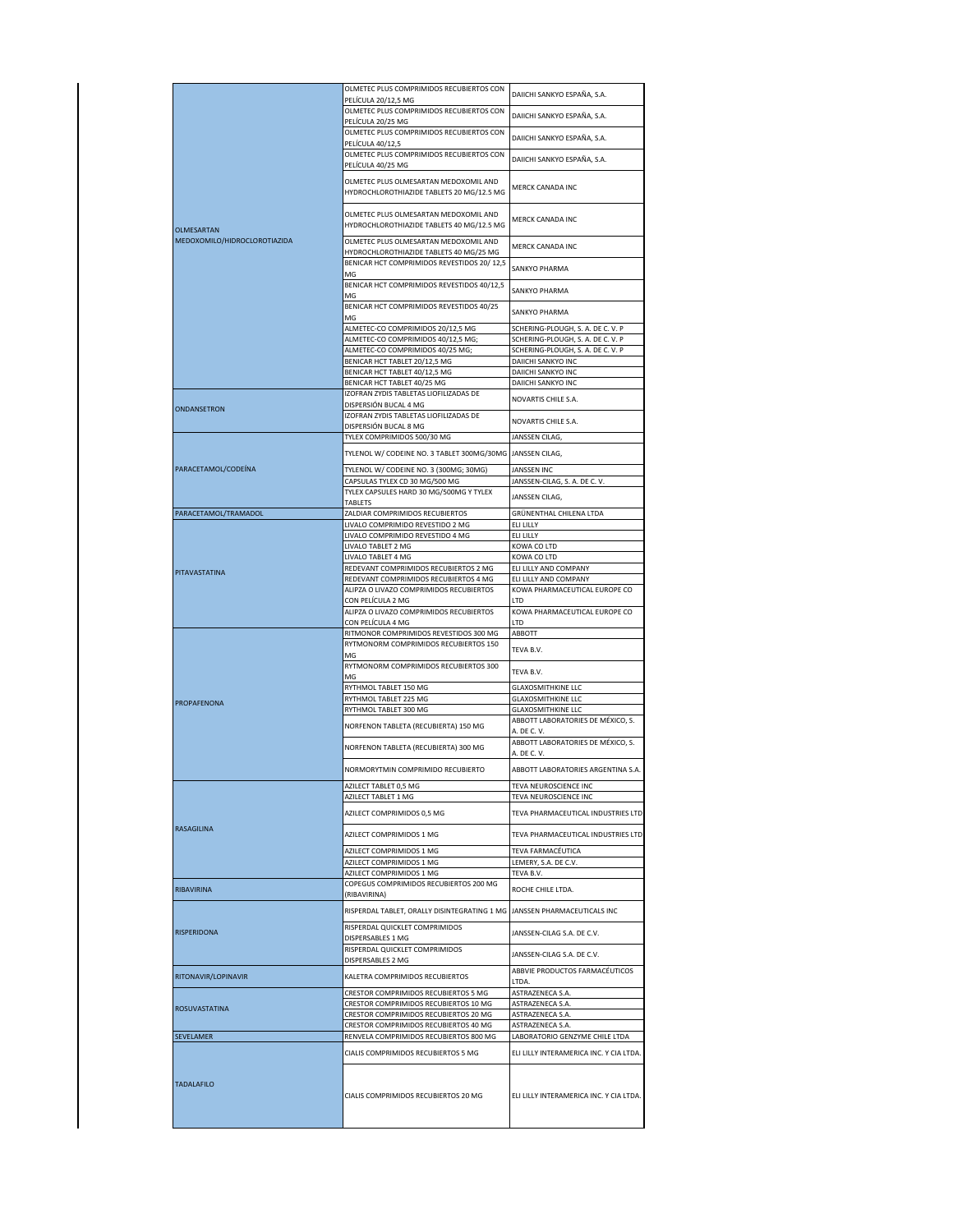| | | |
|---|---|---|
| OLMESARTAN MEDOXOMILO/HIDROCLOROTIAZIDA | OLMETEC PLUS COMPRIMIDOS RECUBIERTOS CON PELÍCULA 20/12,5 MG | DAIICHI SANKYO ESPAÑA, S.A. |
| | OLMETEC PLUS COMPRIMIDOS RECUBIERTOS CON PELÍCULA 20/25 MG | DAIICHI SANKYO ESPAÑA, S.A. |
| | OLMETEC PLUS COMPRIMIDOS RECUBIERTOS CON PELÍCULA 40/12,5 | DAIICHI SANKYO ESPAÑA, S.A. |
| | OLMETEC PLUS COMPRIMIDOS RECUBIERTOS CON PELÍCULA 40/25 MG | DAIICHI SANKYO ESPAÑA, S.A. |
| | OLMETEC PLUS OLMESARTAN MEDOXOMIL AND HYDROCHLOROTHIAZIDE TABLETS 20 MG/12.5 MG | MERCK CANADA INC |
| | OLMETEC PLUS OLMESARTAN MEDOXOMIL AND HYDROCHLOROTHIAZIDE TABLETS 40 MG/12.5 MG | MERCK CANADA INC |
| | OLMETEC PLUS OLMESARTAN MEDOXOMIL AND HYDROCHLOROTHIAZIDE TABLETS 40 MG/25 MG | MERCK CANADA INC |
| | BENICAR HCT COMPRIMIDOS REVESTIDOS 20/ 12,5 MG | SANKYO PHARMA |
| | BENICAR HCT COMPRIMIDOS REVESTIDOS 40/12,5 MG | SANKYO PHARMA |
| | BENICAR HCT COMPRIMIDOS REVESTIDOS 40/25 MG | SANKYO PHARMA |
| | ALMETEC-CO COMPRIMIDOS 20/12,5 MG | SCHERING-PLOUGH, S. A. DE C. V. P |
| | ALMETEC-CO COMPRIMIDOS 40/12,5 MG; | SCHERING-PLOUGH, S. A. DE C. V. P |
| | ALMETEC-CO COMPRIMIDOS 40/25 MG; | SCHERING-PLOUGH, S. A. DE C. V. P |
| | BENICAR HCT TABLET 20/12,5 MG | DAIICHI SANKYO INC |
| | BENICAR HCT TABLET 40/12,5 MG | DAIICHI SANKYO INC |
| | BENICAR HCT TABLET 40/25 MG | DAIICHI SANKYO INC |
| ONDANSETRON | IZOFRAN ZYDIS TABLETAS LIOFILIZADAS DE DISPERSIÓN BUCAL 4 MG | NOVARTIS CHILE S.A. |
| | IZOFRAN ZYDIS TABLETAS LIOFILIZADAS DE DISPERSIÓN BUCAL 8 MG | NOVARTIS CHILE S.A. |
| PARACETAMOL/CODEÍNA | TYLEX COMPRIMIDOS 500/30 MG | JANSSEN CILAG, |
| | TYLENOL W/ CODEINE NO. 3 TABLET 300MG/30MG | JANSSEN CILAG, |
| | TYLENOL W/ CODEINE NO. 3 (300MG; 30MG) | JANSSEN INC |
| | CAPSULAS TYLEX CD 30 MG/500 MG | JANSSEN-CILAG, S. A. DE C. V. |
| | TYLEX CAPSULES HARD 30 MG/500MG Y TYLEX TABLETS | JANSSEN CILAG, |
| PARACETAMOL/TRAMADOL | ZALDIAR COMPRIMIDOS RECUBIERTOS | GRÜNENTHAL CHILENA LTDA |
| PITAVASTATINA | LIVALO COMPRIMIDO REVESTIDO 2 MG | ELI LILLY |
| | LIVALO COMPRIMIDO REVESTIDO 4 MG | ELI LILLY |
| | LIVALO TABLET 2 MG | KOWA CO LTD |
| | LIVALO TABLET 4 MG | KOWA CO LTD |
| | REDEVANT COMPRIMIDOS RECUBIERTOS 2 MG | ELI LILLY AND COMPANY |
| | REDEVANT COMPRIMIDOS RECUBIERTOS 4 MG | ELI LILLY AND COMPANY |
| | ALIPZA O LIVAZO COMPRIMIDOS RECUBIERTOS CON PELÍCULA 2 MG | KOWA PHARMACEUTICAL EUROPE CO LTD |
| | ALIPZA O LIVAZO COMPRIMIDOS RECUBIERTOS CON PELÍCULA 4 MG | KOWA PHARMACEUTICAL EUROPE CO LTD |
| PROPAFENONA | RITMONOR COMPRIMIDOS REVESTIDOS 300 MG | ABBOTT |
| | RYTMONORM COMPRIMIDOS RECUBIERTOS 150 MG | TEVA B.V. |
| | RYTMONORM COMPRIMIDOS RECUBIERTOS 300 MG | TEVA B.V. |
| | RYTHMOL TABLET 150 MG | GLAXOSMITHKINE LLC |
| | RYTHMOL TABLET 225 MG | GLAXOSMITHKINE LLC |
| | RYTHMOL TABLET 300 MG | GLAXOSMITHKINE LLC |
| | NORFENON TABLETA (RECUBIERTA) 150 MG | ABBOTT LABORATORIES DE MÉXICO, S. A. DE C. V. |
| | NORFENON TABLETA (RECUBIERTA) 300 MG | ABBOTT LABORATORIES DE MÉXICO, S. A. DE C. V. |
| | NORMORYTMIN COMPRIMIDO RECUBIERTO | ABBOTT LABORATORIES ARGENTINA S.A. |
| RASAGILINA | AZILECT TABLET 0,5 MG | TEVA NEUROSCIENCE INC |
| | AZILECT TABLET 1 MG | TEVA NEUROSCIENCE INC |
| | AZILECT COMPRIMIDOS 0,5 MG | TEVA PHARMACEUTICAL INDUSTRIES LTD |
| | AZILECT COMPRIMIDOS 1 MG | TEVA PHARMACEUTICAL INDUSTRIES LTD |
| | AZILECT COMPRIMIDOS 1 MG | TEVA FARMACÉUTICA |
| | AZILECT COMPRIMIDOS 1 MG | LEMERY, S.A. DE C.V. |
| | AZILECT COMPRIMIDOS 1 MG | TEVA B.V. |
| RIBAVIRINA | COPEGUS COMPRIMIDOS RECUBIERTOS 200 MG (RIBAVIRINA) | ROCHE CHILE LTDA. |
| RISPERIDONA | RISPERDAL TABLET, ORALLY DISINTEGRATING 1 MG | JANSSEN PHARMACEUTICALS INC |
| | RISPERDAL QUICKLET COMPRIMIDOS DISPERSABLES 1 MG | JANSSEN-CILAG S.A. DE C.V. |
| | RISPERDAL QUICKLET COMPRIMIDOS DISPERSABLES 2 MG | JANSSEN-CILAG S.A. DE C.V. |
| RITONAVIR/LOPINAVIR | KALETRA COMPRIMIDOS RECUBIERTOS | ABBVIE PRODUCTOS FARMACÉUTICOS LTDA. |
| ROSUVASTATINA | CRESTOR COMPRIMIDOS RECUBIERTOS 5 MG | ASTRAZENECA S.A. |
| | CRESTOR COMPRIMIDOS RECUBIERTOS 10 MG | ASTRAZENECA S.A. |
| | CRESTOR COMPRIMIDOS RECUBIERTOS 20 MG | ASTRAZENECA S.A. |
| | CRESTOR COMPRIMIDOS RECUBIERTOS 40 MG | ASTRAZENECA S.A. |
| SEVELAMER | RENVELA COMPRIMIDOS RECUBIERTOS 800 MG | LABORATORIO GENZYME CHILE LTDA |
| TADALAFILO | CIALIS COMPRIMIDOS RECUBIERTOS 5 MG | ELI LILLY INTERAMERICA INC. Y CIA LTDA. |
| | CIALIS COMPRIMIDOS RECUBIERTOS 20 MG | ELI LILLY INTERAMERICA INC. Y CIA LTDA. |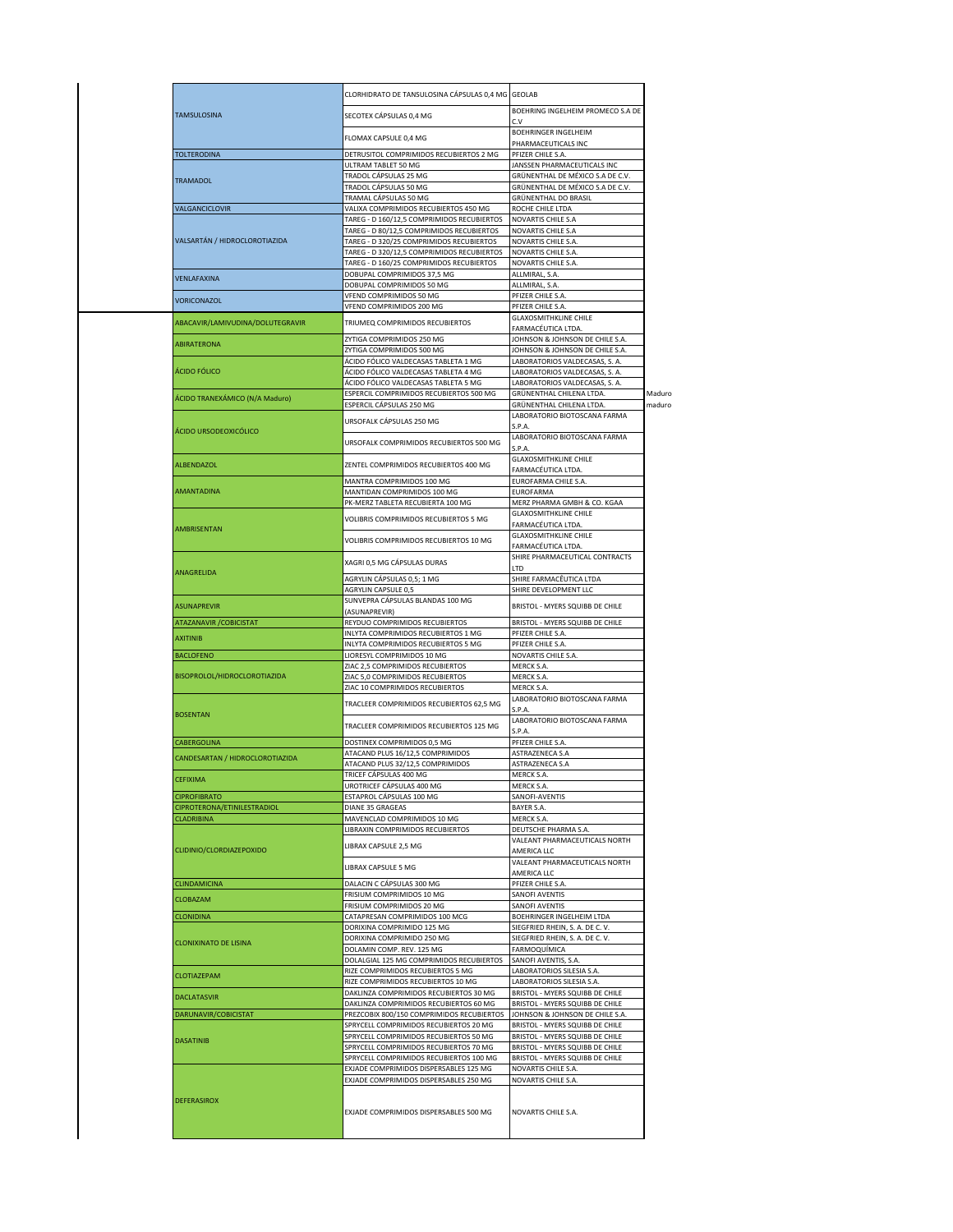| | | | |
|---|---|---|---|
| TAMSULOSINA | CLORHIDRATO DE TANSULOSINA CÁPSULAS 0,4 MG | GEOLAB | |
| | SECOTEX CÁPSULAS 0,4 MG | BOEHRING INGELHEIM PROMECO S.A DE C.V | |
| | FLOMAX CAPSULE 0,4 MG | BOEHRINGER INGELHEIM PHARMACEUTICALS INC | |
| TOLTERODINA | DETRUSITOL COMPRIMIDOS RECUBIERTOS 2 MG | PFIZER CHILE S.A. | |
| TRAMADOL | ULTRAM TABLET 50 MG | JANSSEN PHARMACEUTICALS INC | |
| | TRADOL CÁPSULAS 25 MG | GRÜNENTHAL DE MÉXICO S.A DE C.V. | |
| | TRADOL CÁPSULAS 50 MG | GRÜNENTHAL DE MÉXICO S.A DE C.V. | |
| | TRAMAL CÁPSULAS 50 MG | GRÜNENTHAL DO BRASIL | |
| VALGANCICLOVIR | VALIXA COMPRIMIDOS RECUBIERTOS 450 MG | ROCHE CHILE LTDA | |
| VALSARTÁN / HIDROCLOROTIAZIDA | TAREG - D 160/12,5 COMPRIMIDOS RECUBIERTOS | NOVARTIS CHILE S.A | |
| | TAREG - D 80/12,5 COMPRIMIDOS RECUBIERTOS | NOVARTIS CHILE S.A | |
| | TAREG - D 320/25 COMPRIMIDOS RECUBIERTOS | NOVARTIS CHILE S.A. | |
| | TAREG - D 320/12,5 COMPRIMIDOS RECUBIERTOS | NOVARTIS CHILE S.A. | |
| | TAREG - D 160/25 COMPRIMIDOS RECUBIERTOS | NOVARTIS CHILE S.A. | |
| VENLAFAXINA | DOBUPAL COMPRIMIDOS 37,5 MG | ALLMIRAL, S.A. | |
| | DOBUPAL COMPRIMIDOS 50 MG | ALLMIRAL, S.A. | |
| VORICONAZOL | VFEND COMPRIMIDOS 50 MG | PFIZER CHILE S.A. | |
| | VFEND COMPRIMIDOS 200 MG | PFIZER CHILE S.A. | |
| ABACAVIR/LAMIVUDINA/DOLUTEGRAVIR | TRIUMEQ COMPRIMIDOS RECUBIERTOS | GLAXOSMITHKLINE CHILE FARMACÉUTICA LTDA. | |
| ABIRATERONA | ZYTIGA COMPRIMIDOS 250 MG | JOHNSON & JOHNSON DE CHILE S.A. | |
| | ZYTIGA COMPRIMIDOS 500 MG | JOHNSON & JOHNSON DE CHILE S.A. | |
| ÁCIDO FÓLICO | ÁCIDO FÓLICO VALDECASAS TABLETA 1 MG | LABORATORIOS VALDECASAS, S. A. | |
| | ÁCIDO FÓLICO VALDECASAS TABLETA 4 MG | LABORATORIOS VALDECASAS, S. A. | |
| | ÁCIDO FÓLICO VALDECASAS TABLETA 5 MG | LABORATORIOS VALDECASAS, S. A. | |
| ÁCIDO TRANEXÁMICO (N/A Maduro) | ESPERCIL COMPRIMIDOS RECUBIERTOS 500 MG | GRÜNENTHAL CHILENA LTDA. | Maduro |
| | ESPERCIL CÁPSULAS 250 MG | GRÜNENTHAL CHILENA LTDA. | maduro |
| ÁCIDO URSODEOXICÓLICO | URSOFALK CÁPSULAS 250 MG | LABORATORIO BIOTOSCANA FARMA S.P.A. | |
| | URSOFALK COMPRIMIDOS RECUBIERTOS 500 MG | LABORATORIO BIOTOSCANA FARMA S.P.A. | |
| ALBENDAZOL | ZENTEL COMPRIMIDOS RECUBIERTOS 400 MG | GLAXOSMITHKLINE CHILE FARMACÉUTICA LTDA. | |
| AMANTADINA | MANTRA COMPRIMIDOS 100 MG | EUROFARMA CHILE S.A. | |
| | MANTIDAN COMPRIMIDOS 100 MG | EUROFARMA | |
| | PK-MERZ TABLETA RECUBIERTA 100 MG | MERZ PHARMA GMBH & CO. KGAA | |
| AMBRISENTAN | VOLIBRIS COMPRIMIDOS RECUBIERTOS 5 MG | GLAXOSMITHKLINE CHILE FARMACÉUTICA LTDA. | |
| | VOLIBRIS COMPRIMIDOS RECUBIERTOS 10 MG | GLAXOSMITHKLINE CHILE FARMACÉUTICA LTDA. | |
| ANAGRELIDA | XAGRI 0,5 MG CÁPSULAS DURAS | SHIRE PHARMACEUTICAL CONTRACTS LTD | |
| | AGRYLIN CÁPSULAS 0,5; 1 MG | SHIRE FARMACÉUTICA LTDA | |
| | AGRYLIN CAPSULE 0,5 | SHIRE DEVELOPMENT LLC | |
| ASUNAPREVIR | SUNVEPRA CÁPSULAS BLANDAS 100 MG (ASUNAPREVIR) | BRISTOL - MYERS SQUIBB DE CHILE | |
| ATAZANAVIR /COBICISTAT | REYDUO COMPRIMIDOS RECUBIERTOS | BRISTOL - MYERS SQUIBB DE CHILE | |
| AXITINIB | INLYTA COMPRIMIDOS RECUBIERTOS 1 MG | PFIZER CHILE S.A. | |
| | INLYTA COMPRIMIDOS RECUBIERTOS 5 MG | PFIZER CHILE S.A. | |
| BACLOFENO | LIORESYL COMPRIMIDOS 10 MG | NOVARTIS CHILE S.A. | |
| BISOPROLOL/HIDROCLOROTIAZIDA | ZIAC 2,5 COMPRIMIDOS RECUBIERTOS | MERCK S.A. | |
| | ZIAC 5,0 COMPRIMIDOS RECUBIERTOS | MERCK S.A. | |
| | ZIAC 10 COMPRIMIDOS RECUBIERTOS | MERCK S.A. | |
| BOSENTAN | TRACLEER COMPRIMIDOS RECUBIERTOS 62,5 MG | LABORATORIO BIOTOSCANA FARMA S.P.A. | |
| | TRACLEER COMPRIMIDOS RECUBIERTOS 125 MG | LABORATORIO BIOTOSCANA FARMA S.P.A. | |
| CABERGOLINA | DOSTINEX COMPRIMIDOS 0,5 MG | PFIZER CHILE S.A. | |
| CANDESARTAN / HIDROCLOROTIAZIDA | ATACAND PLUS 16/12,5 COMPRIMIDOS | ASTRAZENECA S.A | |
| | ATACAND PLUS 32/12,5 COMPRIMIDOS | ASTRAZENECA S.A | |
| CEFIXIMA | TRICEF CÁPSULAS 400 MG | MERCK S.A. | |
| | UROTRICEF CÁPSULAS 400 MG | MERCK S.A. | |
| CIPROFIBRATO | ESTAPROL CÁPSULAS 100 MG | SANOFI-AVENTIS | |
| CIPROTERONA/ETINILESTRADIOL | DIANE 35 GRAGEAS | BAYER S.A. | |
| CLADRIBINA | MAVENCLAD COMPRIMIDOS 10 MG | MERCK S.A. | |
| CLIDINIO/CLORDIAZEPOXIDO | LIBRAXIN COMPRIMIDOS RECUBIERTOS | DEUTSCHE PHARMA S.A. | |
| | LIBRAX CAPSULE 2,5 MG | VALEANT PHARMACEUTICALS NORTH AMERICA LLC | |
| | LIBRAX CAPSULE 5 MG | VALEANT PHARMACEUTICALS NORTH AMERICA LLC | |
| CLINDAMICINA | DALACIN C CÁPSULAS 300 MG | PFIZER CHILE S.A. | |
| CLOBAZAM | FRISIUM COMPRIMIDOS 10 MG | SANOFI AVENTIS | |
| | FRISIUM COMPRIMIDOS 20 MG | SANOFI AVENTIS | |
| CLONIDINA | CATAPRESAN COMPRIMIDOS 100 MCG | BOEHRINGER INGELHEIM LTDA | |
| CLONIXINATO DE LISINA | DORIXINA COMPRIMIDO 125 MG | SIEGFRIED RHEIN, S. A. DE C. V. | |
| | DORIXINA COMPRIMIDO 250 MG | SIEGFRIED RHEIN, S. A. DE C. V. | |
| | DOLAMIN COMP. REV. 125 MG | FARMOQUÍMICA | |
| | DOLALGIAL 125 MG COMPRIMIDOS RECUBIERTOS | SANOFI AVENTIS, S.A. | |
| CLOTIAZEPAM | RIZE COMPRIMIDOS RECUBIERTOS 5 MG | LABORATORIOS SILESIA S.A. | |
| | RIZE COMPRIMIDOS RECUBIERTOS 10 MG | LABORATORIOS SILESIA S.A. | |
| DACLATASVIR | DAKLINZA COMPRIMIDOS RECUBIERTOS 30 MG | BRISTOL - MYERS SQUIBB DE CHILE | |
| | DAKLINZA COMPRIMIDOS RECUBIERTOS 60 MG | BRISTOL - MYERS SQUIBB DE CHILE | |
| DARUNAVIR/COBICISTAT | PREZCOBIX 800/150 COMPRIMIDOS RECUBIERTOS | JOHNSON & JOHNSON DE CHILE S.A. | |
| DASATINIB | SPRYCELL COMPRIMIDOS RECUBIERTOS 20 MG | BRISTOL - MYERS SQUIBB DE CHILE | |
| | SPRYCELL COMPRIMIDOS RECUBIERTOS 50 MG | BRISTOL - MYERS SQUIBB DE CHILE | |
| | SPRYCELL COMPRIMIDOS RECUBIERTOS 70 MG | BRISTOL - MYERS SQUIBB DE CHILE | |
| | SPRYCELL COMPRIMIDOS RECUBIERTOS 100 MG | BRISTOL - MYERS SQUIBB DE CHILE | |
| DEFERASIROX | EXJADE COMPRIMIDOS DISPERSABLES 125 MG | NOVARTIS CHILE S.A. | |
| | EXJADE COMPRIMIDOS DISPERSABLES 250 MG | NOVARTIS CHILE S.A. | |
| | EXJADE COMPRIMIDOS DISPERSABLES 500 MG | NOVARTIS CHILE S.A. | |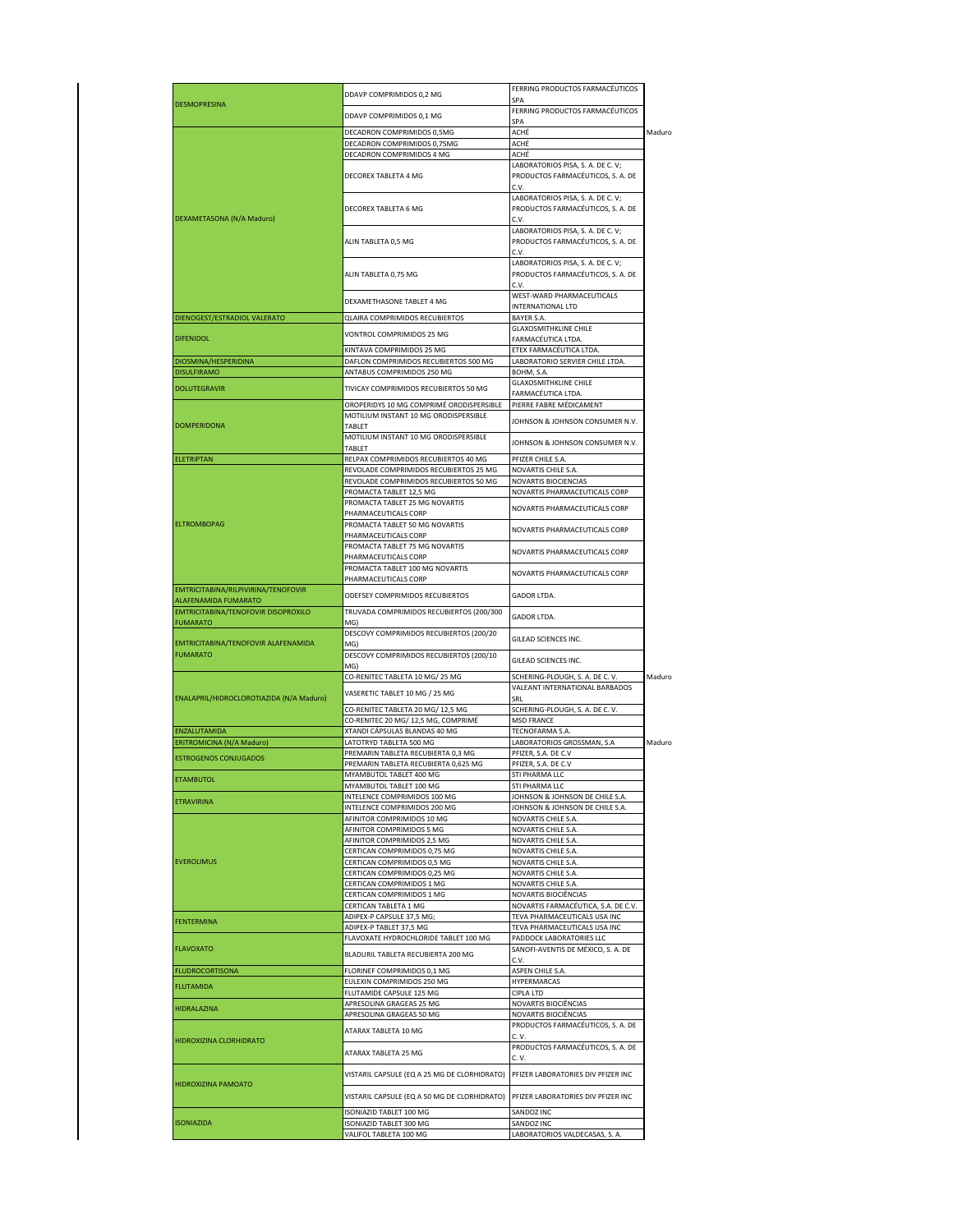| | | | |
|---|---|---|---|
| DESMOPRESINA | DDAVP COMPRIMIDOS 0,2 MG | FERRING PRODUCTOS FARMACÉUTICOS SPA | |
| | DDAVP COMPRIMIDOS 0,1 MG | FERRING PRODUCTOS FARMACÉUTICOS SPA | |
| DEXAMETASONA (N/A Maduro) | DECADRON COMPRIMIDOS 0,5MG | ACHÉ | Maduro |
| | DECADRON COMPRIMIDOS 0,75MG | ACHÉ | |
| | DECADRON COMPRIMIDOS 4 MG | ACHÉ | |
| | DECOREX TABLETA 4 MG | LABORATORIOS PISA, S. A. DE C. V; PRODUCTOS FARMACÉUTICOS, S. A. DE C.V. | |
| | DECOREX TABLETA 6 MG | LABORATORIOS PISA, S. A. DE C. V; PRODUCTOS FARMACÉUTICOS, S. A. DE C.V. | |
| | ALIN TABLETA 0,5 MG | LABORATORIOS PISA, S. A. DE C. V; PRODUCTOS FARMACÉUTICOS, S. A. DE C.V. | |
| | ALIN TABLETA 0,75 MG | LABORATORIOS PISA, S. A. DE C. V; PRODUCTOS FARMACÉUTICOS, S. A. DE C.V. | |
| | DEXAMETHASONE TABLET 4 MG | WEST-WARD PHARMACEUTICALS INTERNATIONAL LTD | |
| DIENOGEST/ESTRADIOL VALERATO | QLAIRA COMPRIMIDOS RECUBIERTOS | BAYER S.A. | |
| DIFENIDOL | VONTROL COMPRIMIDOS 25 MG | GLAXOSMITHKLINE CHILE FARMACÉUTICA LTDA. | |
| | KINTAVA COMPRIMIDOS 25 MG | ETEX FARMACÉUTICA LTDA. | |
| DIOSMINA/HESPERIDINA | DAFLON COMPRIMIDOS RECUBIERTOS 500 MG | LABORATORIO SERVIER CHILE LTDA. | |
| DISULFIRAMO | ANTABUS COMPRIMIDOS 250 MG | BOHM, S.A. | |
| DOLUTEGRAVIR | TIVICAY COMPRIMIDOS RECUBIERTOS 50 MG | GLAXOSMITHKLINE CHILE FARMACÉUTICA LTDA. | |
| DOMPERIDONA | OROPERIDYS 10 MG COMPRIMÉ ORODISPERSIBLE | PIERRE FABRE MÉDICAMENT | |
| | MOTILIUM INSTANT 10 MG ORODISPERSIBLE TABLET | JOHNSON & JOHNSON CONSUMER N.V. | |
| | MOTILIUM INSTANT 10 MG ORODISPERSIBLE TABLET | JOHNSON & JOHNSON CONSUMER N.V. | |
| ELETRIPTAN | RELPAX COMPRIMIDOS RECUBIERTOS 40 MG | PFIZER CHILE S.A. | |
| ELTROMBOPAG | REVOLADE COMPRIMIDOS RECUBIERTOS 25 MG | NOVARTIS CHILE S.A. | |
| | REVOLADE COMPRIMIDOS RECUBIERTOS 50 MG | NOVARTIS BIOCIENCIAS | |
| | PROMACTA TABLET 12,5 MG | NOVARTIS PHARMACEUTICALS CORP | |
| | PROMACTA TABLET 25 MG NOVARTIS PHARMACEUTICALS CORP | NOVARTIS PHARMACEUTICALS CORP | |
| | PROMACTA TABLET 50 MG NOVARTIS PHARMACEUTICALS CORP | NOVARTIS PHARMACEUTICALS CORP | |
| | PROMACTA TABLET 75 MG NOVARTIS PHARMACEUTICALS CORP | NOVARTIS PHARMACEUTICALS CORP | |
| | PROMACTA TABLET 100 MG NOVARTIS PHARMACEUTICALS CORP | NOVARTIS PHARMACEUTICALS CORP | |
| EMTRICITABINA/RILPIVIRINA/TENOFOVIR ALAFENAMIDA FUMARATO | ODEFSEY COMPRIMIDOS RECUBIERTOS | GADOR LTDA. | |
| EMTRICITABINA/TENOFOVIR DISOPROXILO FUMARATO | TRUVADA COMPRIMIDOS RECUBIERTOS (200/300 MG) | GADOR LTDA. | |
| EMTRICITABINA/TENOFOVIR ALAFENAMIDA FUMARATO | DESCOVY COMPRIMIDOS RECUBIERTOS (200/20 MG) | GILEAD SCIENCES INC. | |
| | DESCOVY COMPRIMIDOS RECUBIERTOS (200/10 MG) | GILEAD SCIENCES INC. | |
| ENALAPRIL/HIDROCLOROTIAZIDA (N/A Maduro) | CO-RENITEC TABLETA 10 MG/ 25 MG | SCHERING-PLOUGH, S. A. DE C. V. | Maduro |
| | VASERETIC TABLET 10 MG / 25 MG | VALEANT INTERNATIONAL BARBADOS SRL | |
| | CO-RENITEC TABLETA 20 MG/ 12,5 MG | SCHERING-PLOUGH, S. A. DE C. V. | |
| | CO-RENITEC 20 MG/ 12,5 MG, COMPRIMÉ | MSD FRANCE | |
| ENZALUTAMIDA | XTANDI CÁPSULAS BLANDAS 40 MG | TECNOFARMA S.A. | |
| ERITROMICINA (N/A Maduro) | LATOTRYD TABLETA 500 MG | LABORATORIOS GROSSMAN, S.A | Maduro |
| ESTROGENOS CONJUGADOS | PREMARIN TABLETA RECUBIERTA 0,3 MG | PFIZER, S.A. DE C.V | |
| | PREMARIN TABLETA RECUBIERTA 0,625 MG | PFIZER, S.A. DE C.V | |
| ETAMBUTOL | MYAMBUTOL TABLET 400 MG | STI PHARMA LLC | |
| | MYAMBUTOL TABLET 100 MG | STI PHARMA LLC | |
| ETRAVIRINA | INTELENCE COMPRIMIDOS 100 MG | JOHNSON & JOHNSON DE CHILE S.A. | |
| | INTELENCE COMPRIMIDOS 200 MG | JOHNSON & JOHNSON DE CHILE S.A. | |
| EVEROLIMUS | AFINITOR COMPRIMIDOS 10 MG | NOVARTIS CHILE S.A. | |
| | AFINITOR COMPRIMIDOS 5 MG | NOVARTIS CHILE S.A. | |
| | AFINITOR COMPRIMIDOS 2,5 MG | NOVARTIS CHILE S.A. | |
| | CERTICAN COMPRIMIDOS 0,75 MG | NOVARTIS CHILE S.A. | |
| | CERTICAN COMPRIMIDOS 0,5 MG | NOVARTIS CHILE S.A. | |
| | CERTICAN COMPRIMIDOS 0,25 MG | NOVARTIS CHILE S.A. | |
| | CERTICAN COMPRIMIDOS 1 MG | NOVARTIS CHILE S.A. | |
| | CERTICAN COMPRIMIDOS 1 MG | NOVARTIS BIOCIÊNCIAS | |
| | CERTICAN TABLETA 1 MG | NOVARTIS FARMACÉUTICA, S.A. DE C.V. | |
| FENTERMINA | ADIPEX-P CAPSULE 37,5 MG; | TEVA PHARMACEUTICALS USA INC | |
| | ADIPEX-P TABLET 37,5 MG | TEVA PHARMACEUTICALS USA INC | |
| FLAVOXATO | FLAVOXATE HYDROCHLORIDE TABLET 100 MG | PADDOCK LABORATORIES LLC | |
| | BLADURIL TABLETA RECUBIERTA 200 MG | SANOFI-AVENTIS DE MÉXICO, S. A. DE C.V. | |
| FLUDROCORTISONA | FLORINEF COMPRIMIDOS 0,1 MG | ASPEN CHILE S.A. | |
| FLUTAMIDA | EULEXIN COMPRIMIDOS 250 MG | HYPERMARCAS | |
| | FLUTAMIDE CAPSULE 125 MG | CIPLA LTD | |
| HIDRALAZINA | APRESOLINA GRAGEAS 25 MG | NOVARTIS BIOCIÊNCIAS | |
| | APRESOLINA GRAGEAS 50 MG | NOVARTIS BIOCIÊNCIAS | |
| HIDROXIZINA CLORHIDRATO | ATARAX TABLETA 10 MG | PRODUCTOS FARMACÉUTICOS, S. A. DE C. V. | |
| | ATARAX TABLETA 25 MG | PRODUCTOS FARMACÉUTICOS, S. A. DE C. V. | |
| HIDROXIZINA PAMOATO | VISTARIL CAPSULE (EQ A 25 MG DE CLORHIDRATO) | PFIZER LABORATORIES DIV PFIZER INC | |
| | VISTARIL CAPSULE (EQ A 50 MG DE CLORHIDRATO) | PFIZER LABORATORIES DIV PFIZER INC | |
| ISONIAZIDA | ISONIAZID TABLET 100 MG | SANDOZ INC | |
| | ISONIAZID TABLET 300 MG | SANDOZ INC | |
| | VALIFOL TABLETA 100 MG | LABORATORIOS VALDECASAS, S. A. | |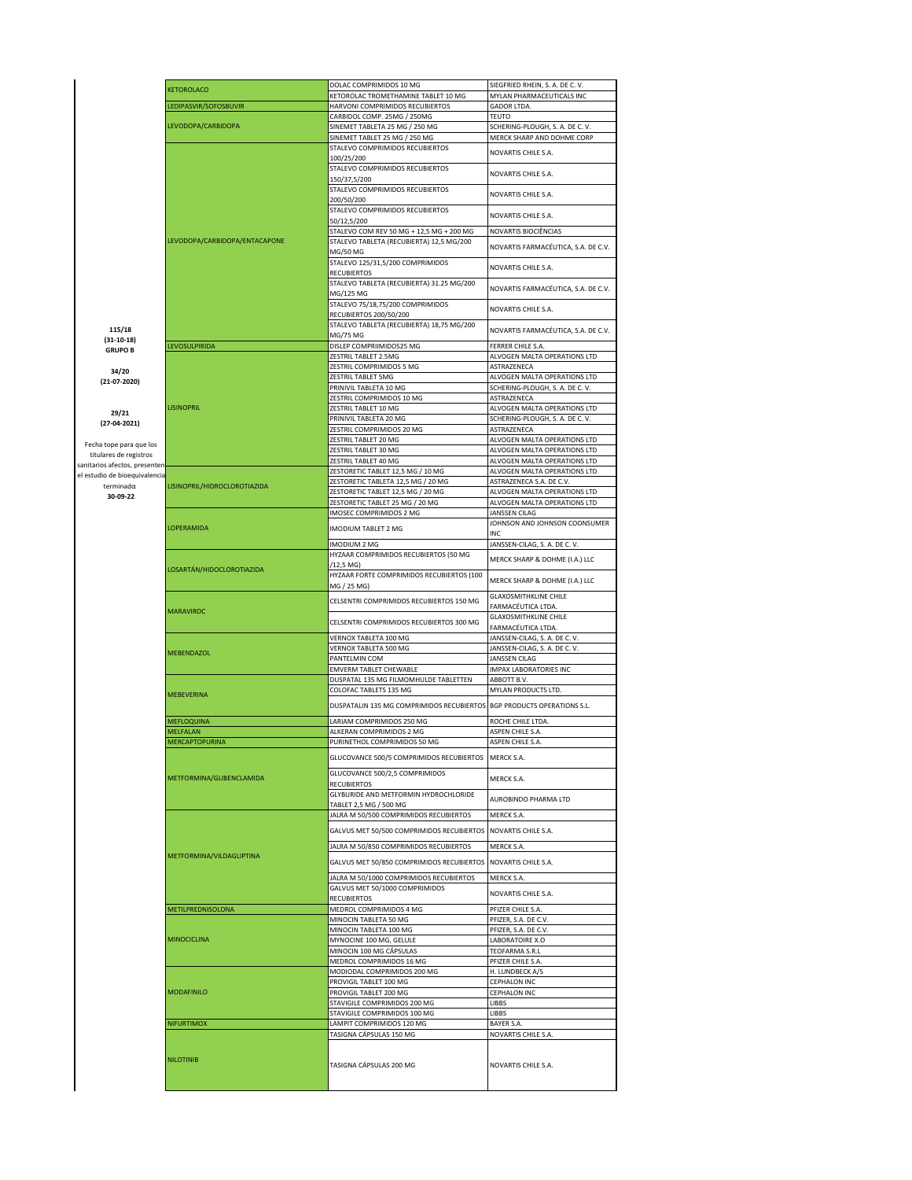115/18
(31-10-18)
GRUPO B

34/20
(21-07-2020)

29/21
(27-04-2021)

Fecha tope para que los titulares de registros sanitarios afectos, presenten el estudio de bioequivalencia terminado
30-09-22

| | | |
|---|---|---|
| KETOROLACO | DOLAC COMPRIMIDOS 10 MG | SIEGFRIED RHEIN, S. A. DE C. V. |
| | KETOROLAC TROMETHAMINE TABLET 10 MG | MYLAN PHARMACEUTICALS INC |
| LEDIPASVIR/SOFOSBUVIR | HARVONI COMPRIMIDOS RECUBIERTOS | GADOR LTDA. |
| LEVODOPA/CARBIDOPA | CARBIDOL COMP. 25MG / 250MG | TEUTO |
| | SINEMET TABLETA 25 MG / 250 MG | SCHERING-PLOUGH, S. A. DE C. V. |
| | SINEMET TABLET 25 MG / 250 MG | MERCK SHARP AND DOHME CORP |
| LEVODOPA/CARBIDOPA/ENTACAPONE | STALEVO COMPRIMIDOS RECUBIERTOS 100/25/200 | NOVARTIS CHILE S.A. |
| | STALEVO COMPRIMIDOS RECUBIERTOS 150/37,5/200 | NOVARTIS CHILE S.A. |
| | STALEVO COMPRIMIDOS RECUBIERTOS 200/50/200 | NOVARTIS CHILE S.A. |
| | STALEVO COMPRIMIDOS RECUBIERTOS 50/12,5/200 | NOVARTIS CHILE S.A. |
| | STALEVO COM REV 50 MG + 12,5 MG + 200 MG | NOVARTIS BIOCIÊNCIAS |
| | STALEVO TABLETA (RECUBIERTA) 12,5 MG/200 MG/50 MG | NOVARTIS FARMACÉUTICA, S.A. DE C.V. |
| | STALEVO 125/31,5/200 COMPRIMIDOS RECUBIERTOS | NOVARTIS CHILE S.A. |
| | STALEVO TABLETA (RECUBIERTA) 31.25 MG/200 MG/125 MG | NOVARTIS FARMACÉUTICA, S.A. DE C.V. |
| | STALEVO 75/18,75/200 COMPRIMIDOS RECUBIERTOS 200/50/200 | NOVARTIS CHILE S.A. |
| | STALEVO TABLETA (RECUBIERTA) 18,75 MG/200 MG/75 MG | NOVARTIS FARMACÉUTICA, S.A. DE C.V. |
| LEVOSULPIRIDA | DISLEP COMPRIMIDOS25 MG | FERRER CHILE S.A. |
| LISINOPRIL | ZESTRIL TABLET 2.5MG | ALVOGEN MALTA OPERATIONS LTD |
| | ZESTRIL COMPRIMIDOS 5 MG | ASTRAZENECA |
| | ZESTRIL TABLET 5MG | ALVOGEN MALTA OPERATIONS LTD |
| | PRINIVIL TABLETA 10 MG | SCHERING-PLOUGH, S. A. DE C. V. |
| | ZESTRIL COMPRIMIDOS 10 MG | ASTRAZENECA |
| | ZESTRIL TABLET 10 MG | ALVOGEN MALTA OPERATIONS LTD |
| | PRINIVIL TABLETA 20 MG | SCHERING-PLOUGH, S. A. DE C. V. |
| | ZESTRIL COMPRIMIDOS 20 MG | ASTRAZENECA |
| | ZESTRIL TABLET 20 MG | ALVOGEN MALTA OPERATIONS LTD |
| | ZESTRIL TABLET 30 MG | ALVOGEN MALTA OPERATIONS LTD |
| | ZESTRIL TABLET 40 MG | ALVOGEN MALTA OPERATIONS LTD |
| LISINOPRIL/HIDROCLOROTIAZIDA | ZESTORETIC TABLET 12,5 MG / 10 MG | ALVOGEN MALTA OPERATIONS LTD |
| | ZESTORETIC TABLETA 12,5 MG / 20 MG | ASTRAZENECA S.A. DE C.V. |
| | ZESTORETIC TABLET 12,5 MG / 20 MG | ALVOGEN MALTA OPERATIONS LTD |
| | ZESTORETIC TABLET 25 MG / 20 MG | ALVOGEN MALTA OPERATIONS LTD |
| LOPERAMIDA | IMOSEC COMPRIMIDOS 2 MG | JANSSEN CILAG |
| | IMODIUM TABLET 2 MG | JOHNSON AND JOHNSON COONSUMER INC |
| | IMODIUM 2 MG | JANSSEN-CILAG, S. A. DE C. V. |
| LOSARTÁN/HIDOCLOROTIAZIDA | HYZAAR COMPRIMIDOS RECUBIERTOS (50 MG /12,5 MG) | MERCK SHARP & DOHME (I.A.) LLC |
| | HYZAAR FORTE COMPRIMIDOS RECUBIERTOS (100 MG / 25 MG) | MERCK SHARP & DOHME (I.A.) LLC |
| MARAVIROC | CELSENTRI COMPRIMIDOS RECUBIERTOS 150 MG | GLAXOSMITHKLINE CHILE FARMACÉUTICA LTDA. |
| | CELSENTRI COMPRIMIDOS RECUBIERTOS 300 MG | GLAXOSMITHKLINE CHILE FARMACÉUTICA LTDA. |
| MEBENDAZOL | VERNOX TABLETA 100 MG | JANSSEN-CILAG, S. A. DE C. V. |
| | VERNOX TABLETA 500 MG | JANSSEN-CILAG, S. A. DE C. V. |
| | PANTELMIN COM | JANSSEN CILAG |
| | EMVERM TABLET CHEWABLE | IMPAX LABORATORIES INC |
| MEBEVERINA | DUSPATAL 135 MG FILMOMHULDE TABLETTEN | ABBOTT B.V. |
| | COLOFAC TABLETS 135 MG | MYLAN PRODUCTS LTD. |
| | DUSPATALIN 135 MG COMPRIMIDOS RECUBIERTOS | BGP PRODUCTS OPERATIONS S.L. |
| MEFLOQUINA | LARIAM COMPRIMIDOS 250 MG | ROCHE CHILE LTDA. |
| MELFALAN | ALKERAN COMPRIMIDOS 2 MG | ASPEN CHILE S.A. |
| MERCAPTOPURINA | PURINETHOL COMPRIMIDOS 50 MG | ASPEN CHILE S.A. |
| METFORMINA/GLIBENCLAMIDA | GLUCOVANCE 500/5 COMPRIMIDOS RECUBIERTOS | MERCK S.A. |
| | GLUCOVANCE 500/2,5 COMPRIMIDOS RECUBIERTOS | MERCK S.A. |
| | GLYBURIDE AND METFORMIN HYDROCHLORIDE TABLET 2,5 MG / 500 MG | AUROBINDO PHARMA LTD |
| METFORMINA/VILDAGLIPTINA | JALRA M 50/500 COMPRIMIDOS RECUBIERTOS | MERCK S.A. |
| | GALVUS MET 50/500 COMPRIMIDOS RECUBIERTOS | NOVARTIS CHILE S.A. |
| | JALRA M 50/850 COMPRIMIDOS RECUBIERTOS | MERCK S.A. |
| | GALVUS MET 50/850 COMPRIMIDOS RECUBIERTOS | NOVARTIS CHILE S.A. |
| | JALRA M 50/1000 COMPRIMIDOS RECUBIERTOS | MERCK S.A. |
| | GALVUS MET 50/1000 COMPRIMIDOS RECUBIERTOS | NOVARTIS CHILE S.A. |
| METILPREDNISOLONA | MEDROL COMPRIMIDOS 4 MG | PFIZER CHILE S.A. |
| MINOCICLINA | MINOCIN TABLETA 50 MG | PFIZER, S.A. DE C.V. |
| | MINOCIN TABLETA 100 MG | PFIZER, S.A. DE C.V. |
| | MYNOCINE 100 MG, GELULE | LABORATOIRE X.O |
| | MINOCIN 100 MG CÁPSULAS | TEOFARMA S.R.L |
| | MEDROL COMPRIMIDOS 16 MG | PFIZER CHILE S.A. |
| MODAFINILO | MODIODAL COMPRIMIDOS 200 MG | H. LUNDBECK A/S |
| | PROVIGIL TABLET 100 MG | CEPHALON INC |
| | PROVIGIL TABLET 200 MG | CEPHALON INC |
| | STAVIGILE COMPRIMIDOS 200 MG | LIBBS |
| | STAVIGILE COMPRIMIDOS 100 MG | LIBBS |
| NIFURTIMOX | LAMPIT COMPRIMIDOS 120 MG | BAYER S.A. |
| NILOTINIB | TASIGNA CÁPSULAS 150 MG | NOVARTIS CHILE S.A. |
| | TASIGNA CÁPSULAS 200 MG | NOVARTIS CHILE S.A. |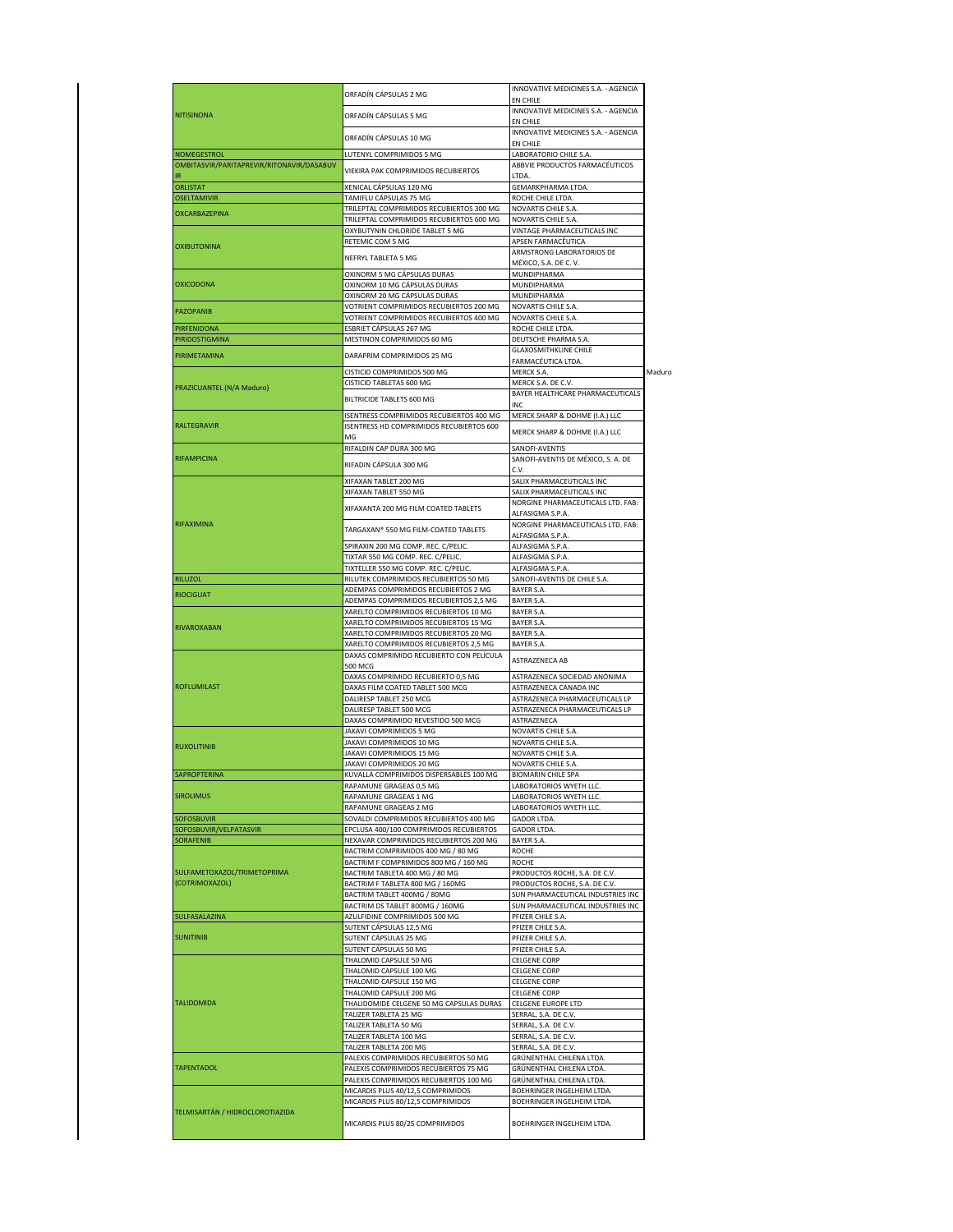| | | |
|---|---|---|
| NITISINONA | ORFADÍN CÁPSULAS 2 MG | INNOVATIVE MEDICINES S.A. - AGENCIA EN CHILE |
| | ORFADÍN CÁPSULAS 5 MG | INNOVATIVE MEDICINES S.A. - AGENCIA EN CHILE |
| | ORFADÍN CÁPSULAS 10 MG | INNOVATIVE MEDICINES S.A. - AGENCIA EN CHILE |
| NOMEGESTROL | LUTENYL COMPRIMIDOS 5 MG | LABORATORIO CHILE S.A. |
| OMBITASVIR/PARITAPREVIR/RITONAVIR/DASABUVIR | VIEKIRA PAK COMPRIMIDOS RECUBIERTOS | ABBVIE PRODUCTOS FARMACÉUTICOS LTDA. |
| ORLISTAT | XENICAL CÁPSULAS 120 MG | GEMARKPHARMA LTDA. |
| OSELTAMIVIR | TAMIFLU CÁPSULAS 75 MG | ROCHE CHILE LTDA. |
| OXCARBAZEPINA | TRILEPTAL COMPRIMIDOS RECUBIERTOS 300 MG | NOVARTIS CHILE S.A. |
| | TRILEPTAL COMPRIMIDOS RECUBIERTOS 600 MG | NOVARTIS CHILE S.A. |
| OXIBUTONINA | OXYBUTYNIN CHLORIDE TABLET 5 MG | VINTAGE PHARMACEUTICALS INC |
| | RETEMIC COM 5 MG | APSEN FARMACÊUTICA |
| | NEFRYL TABLETA 5 MG | ARMSTRONG LABORATORIOS DE MÉXICO, S.A. DE C. V. |
| OXICODONA | OXINORM 5 MG CÁPSULAS DURAS | MUNDIPHARMA |
| | OXINORM 10 MG CÁPSULAS DURAS | MUNDIPHARMA |
| | OXINORM 20 MG CÁPSULAS DURAS | MUNDIPHARMA |
| PAZOPANIB | VOTRIENT COMPRIMIDOS RECUBIERTOS 200 MG | NOVARTIS CHILE S.A. |
| | VOTRIENT COMPRIMIDOS RECUBIERTOS 400 MG | NOVARTIS CHILE S.A. |
| PIRFENIDONA | ESBRIET CÁPSULAS 267 MG | ROCHE CHILE LTDA. |
| PIRIDOSTIGMINA | MESTINON COMPRIMIDOS 60 MG | DEUTSCHE PHARMA S.A. |
| PIRIMETAMINA | DARAPRIM COMPRIMIDOS 25 MG | GLAXOSMITHKLINE CHILE FARMACÉUTICA LTDA. |
| PRAZICUANTEL (N/A Maduro) | CISTICID COMPRIMIDOS 500 MG | MERCK S.A. |
| | CISTICID TABLETAS 600 MG | MERCK S.A. DE C.V. |
| | BILTRICIDE TABLETS 600 MG | BAYER HEALTHCARE PHARMACEUTICALS INC |
| RALTEGRAVIR | ISENTRESS COMPRIMIDOS RECUBIERTOS 400 MG | MERCK SHARP & DOHME (I.A.) LLC |
| | ISENTRESS HD COMPRIMIDOS RECUBIERTOS 600 MG | MERCK SHARP & DOHME (I.A.) LLC |
| RIFAMPICINA | RIFALDIN CAP DURA 300 MG | SANOFI-AVENTIS |
| | RIFADIN CÁPSULA 300 MG | SANOFI-AVENTIS DE MÉXICO, S. A. DE C.V. |
| RIFAXIMINA | XIFAXAN TABLET 200 MG | SALIX PHARMACEUTICALS INC |
| | XIFAXAN TABLET 550 MG | SALIX PHARMACEUTICALS INC |
| | XIFAXANTA 200 MG FILM COATED TABLETS | NORGINE PHARMACEUTICALS LTD. FAB: ALFASIGMA S.P.A. |
| | TARGAXAN® 550 MG FILM-COATED TABLETS | NORGINE PHARMACEUTICALS LTD. FAB: ALFASIGMA S.P.A. |
| | SPIRAXIN 200 MG COMP. REC. C/PELIC. | ALFASIGMA S.P.A. |
| | TIXTAR 550 MG COMP. REC. C/PELIC. | ALFASIGMA S.P.A. |
| | TIXTELLER 550 MG COMP. REC. C/PELIC. | ALFASIGMA S.P.A. |
| RILUZOL | RILUTEK COMPRIMIDOS RECUBIERTOS 50 MG | SANOFI-AVENTIS DE CHILE S.A. |
| RIOCIGUAT | ADEMPAS COMPRIMIDOS RECUBIERTOS 2 MG | BAYER S.A. |
| | ADEMPAS COMPRIMIDOS RECUBIERTOS 2,5 MG | BAYER S.A. |
| RIVAROXABAN | XARELTO COMPRIMIDOS RECUBIERTOS 10 MG | BAYER S.A. |
| | XARELTO COMPRIMIDOS RECUBIERTOS 15 MG | BAYER S.A. |
| | XARELTO COMPRIMIDOS RECUBIERTOS 20 MG | BAYER S.A. |
| | XARELTO COMPRIMIDOS RECUBIERTOS 2,5 MG | BAYER S.A. |
| ROFLUMILAST | DAXAS COMPRIMIDO RECUBIERTO CON PELÍCULA 500 MCG | ASTRAZENECA AB |
| | DAXAS COMPRIMIDO RECUBIERTO 0,5 MG | ASTRAZENECA SOCIEDAD ANÓNIMA |
| | DAXAS FILM COATED TABLET 500 MCG | ASTRAZENECA CANADA INC |
| | DALIRESP TABLET 250 MCG | ASTRAZENECA PHARMACEUTICALS LP |
| | DALIRESP TABLET 500 MCG | ASTRAZENECA PHARMACEUTICALS LP |
| | DAXAS COMPRIMIDO REVESTIDO 500 MCG | ASTRAZENECA |
| RUXOLITINIB | JAKAVI COMPRIMIDOS 5 MG | NOVARTIS CHILE S.A. |
| | JAKAVI COMPRIMIDOS 10 MG | NOVARTIS CHILE S.A. |
| | JAKAVI COMPRIMIDOS 15 MG | NOVARTIS CHILE S.A. |
| | JAKAVI COMPRIMIDOS 20 MG | NOVARTIS CHILE S.A. |
| SAPROPTERINA | KUVALLA COMPRIMIDOS DISPERSABLES 100 MG | BIOMARIN CHILE SPA |
| SIROLIMUS | RAPAMUNE GRAGEAS 0,5 MG | LABORATORIOS WYETH LLC. |
| | RAPAMUNE GRAGEAS 1 MG | LABORATORIOS WYETH LLC. |
| | RAPAMUNE GRAGEAS 2 MG | LABORATORIOS WYETH LLC. |
| SOFOSBUVIR | SOVALDI COMPRIMIDOS RECUBIERTOS 400 MG | GADOR LTDA. |
| SOFOSBUVIR/VELPATASVIR | EPCLUSA 400/100 COMPRIMIDOS RECUBIERTOS | GADOR LTDA. |
| SORAFENIB | NEXAVAR COMPRIMIDOS RECUBIERTOS 200 MG | BAYER S.A. |
| SULFAMETOXAZOL/TRIMETOPRIMA (COTRIMOXAZOL) | BACTRIM COMPRIMIDOS 400 MG / 80 MG | ROCHE |
| | BACTRIM F COMPRIMIDOS 800 MG / 160 MG | ROCHE |
| | BACTRIM TABLETA 400 MG / 80 MG | PRODUCTOS ROCHE, S.A. DE C.V. |
| | BACTRIM F TABLETA 800 MG / 160MG | PRODUCTOS ROCHE, S.A. DE C.V. |
| | BACTRIM TABLET 400MG / 80MG | SUN PHARMACEUTICAL INDUSTRIES INC |
| | BACTRIM DS TABLET 800MG / 160MG | SUN PHARMACEUTICAL INDUSTRIES INC |
| SULFASALAZINA | AZULFIDINE COMPRIMIDOS 500 MG | PFIZER CHILE S.A. |
| SUNITINIB | SUTENT CÁPSULAS 12,5 MG | PFIZER CHILE S.A. |
| | SUTENT CÁPSULAS 25 MG | PFIZER CHILE S.A. |
| | SUTENT CÁPSULAS 50 MG | PFIZER CHILE S.A. |
| TALIDOMIDA | THALOMID CAPSULE 50 MG | CELGENE CORP |
| | THALOMID CAPSULE 100 MG | CELGENE CORP |
| | THALOMID CAPSULE 150 MG | CELGENE CORP |
| | THALOMID CAPSULE 200 MG | CELGENE CORP |
| | THALIDOMIDE CELGENE 50 MG CAPSULAS DURAS | CELGENE EUROPE LTD |
| | TALIZER TABLETA 25 MG | SERRAL, S.A. DE C.V. |
| | TALIZER TABLETA 50 MG | SERRAL, S.A. DE C.V. |
| | TALIZER TABLETA 100 MG | SERRAL, S.A. DE C.V. |
| | TALIZER TABLETA 200 MG | SERRAL, S.A. DE C.V. |
| TAPENTADOL | PALEXIS COMPRIMIDOS RECUBIERTOS 50 MG | GRÜNENTHAL CHILENA LTDA. |
| | PALEXIS COMPRIMIDOS RECUBIERTOS 75 MG | GRÜNENTHAL CHILENA LTDA. |
| | PALEXIS COMPRIMIDOS RECUBIERTOS 100 MG | GRÜNENTHAL CHILENA LTDA. |
| TELMISARTÁN / HIDROCLOROTIAZIDA | MICARDIS PLUS 40/12,5 COMPRIMIDOS | BOEHRINGER INGELHEIM LTDA. |
| | MICARDIS PLUS 80/12,5 COMPRIMIDOS | BOEHRINGER INGELHEIM LTDA. |
| | MICARDIS PLUS 80/25 COMPRIMIDOS | BOEHRINGER INGELHEIM LTDA. |

Maduro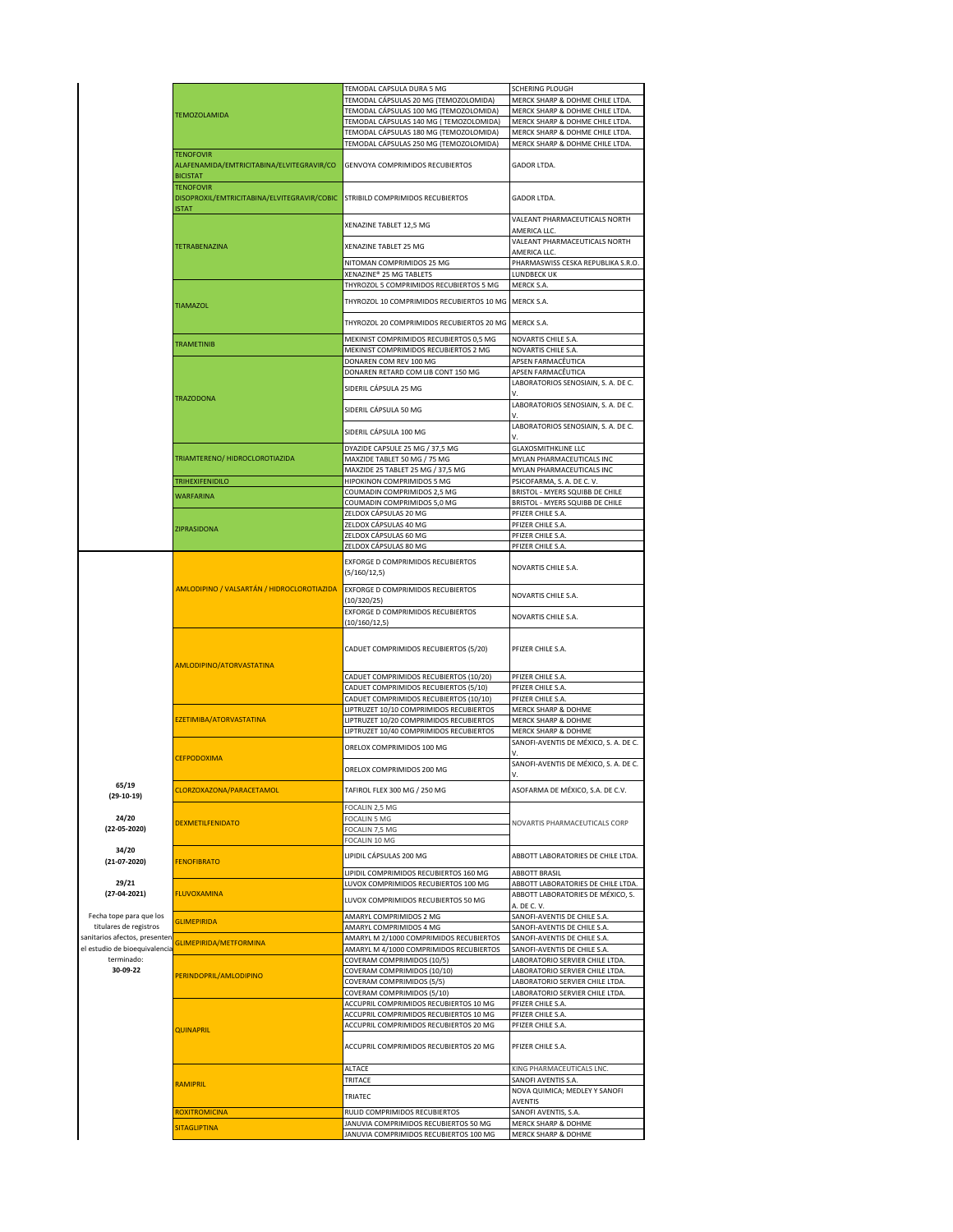| | | | |
|---|---|---|---|
| | TEMOZOLAMIDA | TEMODAL CAPSULA DURA 5 MG | SCHERING PLOUGH |
| | | TEMODAL CÁPSULAS 20 MG (TEMOZOLOMIDA) | MERCK SHARP & DOHME CHILE LTDA. |
| | | TEMODAL CÁPSULAS 100 MG (TEMOZOLOMIDA) | MERCK SHARP & DOHME CHILE LTDA. |
| | | TEMODAL CÁPSULAS 140 MG ( TEMOZOLOMIDA) | MERCK SHARP & DOHME CHILE LTDA. |
| | | TEMODAL CÁPSULAS 180 MG (TEMOZOLOMIDA) | MERCK SHARP & DOHME CHILE LTDA. |
| | | TEMODAL CÁPSULAS 250 MG (TEMOZOLOMIDA) | MERCK SHARP & DOHME CHILE LTDA. |
| | TENOFOVIR ALAFENAMIDA/EMTRICITABINA/ELVITEGRAVIR/COBICISTAT | GENVOYA COMPRIMIDOS RECUBIERTOS | GADOR LTDA. |
| | TENOFOVIR DISOPROXIL/EMTRICITABINA/ELVITEGRAVIR/COBICISTAT | STRIBILD COMPRIMIDOS RECUBIERTOS | GADOR LTDA. |
| | TETRABENAZINA | XENAZINE TABLET 12,5 MG | VALEANT PHARMACEUTICALS NORTH AMERICA LLC. |
| | | XENAZINE TABLET 25 MG | VALEANT PHARMACEUTICALS NORTH AMERICA LLC. |
| | | NITOMAN COMPRIMIDOS 25 MG | PHARMASWISS CESKA REPUBLIKA S.R.O. |
| | | XENAZINE® 25 MG TABLETS | LUNDBECK UK |
| | TIAMAZOL | THYROZOL 5 COMPRIMIDOS RECUBIERTOS 5 MG | MERCK S.A. |
| | | THYROZOL 10 COMPRIMIDOS RECUBIERTOS 10 MG | MERCK S.A. |
| | | THYROZOL 20 COMPRIMIDOS RECUBIERTOS 20 MG | MERCK S.A. |
| | TRAMETINIB | MEKINIST COMPRIMIDOS RECUBIERTOS 0,5 MG | NOVARTIS CHILE S.A. |
| | | MEKINIST COMPRIMIDOS RECUBIERTOS 2 MG | NOVARTIS CHILE S.A. |
| | TRAZODONA | DONAREN COM REV 100 MG | APSEN FARMACÊUTICA |
| | | DONAREN RETARD COM LIB CONT 150 MG | APSEN FARMACÊUTICA |
| | | SIDERIL CÁPSULA 25 MG | LABORATORIOS SENOSIAIN, S. A. DE C. V. |
| | | SIDERIL CÁPSULA 50 MG | LABORATORIOS SENOSIAIN, S. A. DE C. V. |
| | | SIDERIL CÁPSULA 100 MG | LABORATORIOS SENOSIAIN, S. A. DE C. V. |
| | TRIAMTERENO/ HIDROCLOROTIAZIDA | DYAZIDE CAPSULE 25 MG / 37,5 MG | GLAXOSMITHKLINE LLC |
| | | MAXZIDE TABLET 50 MG / 75 MG | MYLAN PHARMACEUTICALS INC |
| | | MAXZIDE 25 TABLET 25 MG / 37,5 MG | MYLAN PHARMACEUTICALS INC |
| | TRIHEXIFENIDILO | HIPOKINON COMPRIMIDOS 5 MG | PSICOFARMA, S. A. DE C. V. |
| | WARFARINA | COUMADIN COMPRIMIDOS 2,5 MG | BRISTOL - MYERS SQUIBB DE CHILE |
| | | COUMADIN COMPRIMIDOS 5,0 MG | BRISTOL - MYERS SQUIBB DE CHILE |
| | ZIPRASIDONA | ZELDOX CÁPSULAS 20 MG | PFIZER CHILE S.A. |
| | | ZELDOX CÁPSULAS 40 MG | PFIZER CHILE S.A. |
| | | ZELDOX CÁPSULAS 60 MG | PFIZER CHILE S.A. |
| | | ZELDOX CÁPSULAS 80 MG | PFIZER CHILE S.A. |
| **65/19** **(29-10-19)** **24/20** **(22-05-2020)** **34/20** **(21-07-2020)** **29/21** **(27-04-2021)** Fecha tope para que los titulares de registros sanitarios afectos, presenten el estudio de bioequivalencia terminado: **30-09-22** | AMLODIPINO / VALSARTÁN / HIDROCLOROTIAZIDA | EXFORGE D COMPRIMIDOS RECUBIERTOS (5/160/12,5) | NOVARTIS CHILE S.A. |
| | | EXFORGE D COMPRIMIDOS RECUBIERTOS (10/320/25) | NOVARTIS CHILE S.A. |
| | | EXFORGE D COMPRIMIDOS RECUBIERTOS (10/160/12,5) | NOVARTIS CHILE S.A. |
| | AMLODIPINO/ATORVASTATINA | CADUET COMPRIMIDOS RECUBIERTOS (5/20) | PFIZER CHILE S.A. |
| | | CADUET COMPRIMIDOS RECUBIERTOS (10/20) | PFIZER CHILE S.A. |
| | | CADUET COMPRIMIDOS RECUBIERTOS (5/10) | PFIZER CHILE S.A. |
| | | CADUET COMPRIMIDOS RECUBIERTOS (10/10) | PFIZER CHILE S.A. |
| | EZETIMIBA/ATORVASTATINA | LIPTRUZET 10/10 COMPRIMIDOS RECUBIERTOS | MERCK SHARP & DOHME |
| | | LIPTRUZET 10/20 COMPRIMIDOS RECUBIERTOS | MERCK SHARP & DOHME |
| | | LIPTRUZET 10/40 COMPRIMIDOS RECUBIERTOS | MERCK SHARP & DOHME |
| | CEFPODOXIMA | ORELOX COMPRIMIDOS 100 MG | SANOFI-AVENTIS DE MÉXICO, S. A. DE C. V. |
| | | ORELOX COMPRIMIDOS 200 MG | SANOFI-AVENTIS DE MÉXICO, S. A. DE C. V. |
| | CLORZOXAZONA/PARACETAMOL | TAFIROL FLEX 300 MG / 250 MG | ASOFARMA DE MÉXICO, S.A. DE C.V. |
| | DEXMETILFENIDATO | FOCALIN 2,5 MG | NOVARTIS PHARMACEUTICALS CORP |
| | | FOCALIN 5 MG | |
| | | FOCALIN 7,5 MG | |
| | | FOCALIN 10 MG | |
| | FENOFIBRATO | LIPIDIL CÁPSULAS 200 MG | ABBOTT LABORATORIES DE CHILE LTDA. |
| | | LIPIDIL COMPRIMIDOS RECUBIERTOS 160 MG | ABBOTT BRASIL |
| | FLUVOXAMINA | LUVOX COMPRIMIDOS RECUBIERTOS 100 MG | ABBOTT LABORATORIES DE CHILE LTDA. |
| | | LUVOX COMPRIMIDOS RECUBIERTOS 50 MG | ABBOTT LABORATORIES DE MÉXICO, S. A. DE C. V. |
| | GLIMEPIRIDA | AMARYL COMPRIMIDOS 2 MG | SANOFI-AVENTIS DE CHILE S.A. |
| | | AMARYL COMPRIMIDOS 4 MG | SANOFI-AVENTIS DE CHILE S.A. |
| | GLIMEPIRIDA/METFORMINA | AMARYL M 2/1000 COMPRIMIDOS RECUBIERTOS | SANOFI-AVENTIS DE CHILE S.A. |
| | | AMARYL M 4/1000 COMPRIMIDOS RECUBIERTOS | SANOFI-AVENTIS DE CHILE S.A. |
| | PERINDOPRIL/AMLODIPINO | COVERAM COMPRIMIDOS (10/5) | LABORATORIO SERVIER CHILE LTDA. |
| | | COVERAM COMPRIMIDOS (10/10) | LABORATORIO SERVIER CHILE LTDA. |
| | | COVERAM COMPRIMIDOS (5/5) | LABORATORIO SERVIER CHILE LTDA. |
| | | COVERAM COMPRIMIDOS (5/10) | LABORATORIO SERVIER CHILE LTDA. |
| | QUINAPRIL | ACCUPRIL COMPRIMIDOS RECUBIERTOS 10 MG | PFIZER CHILE S.A. |
| | | ACCUPRIL COMPRIMIDOS RECUBIERTOS 10 MG | PFIZER CHILE S.A. |
| | | ACCUPRIL COMPRIMIDOS RECUBIERTOS 20 MG | PFIZER CHILE S.A. |
| | | ACCUPRIL COMPRIMIDOS RECUBIERTOS 20 MG | PFIZER CHILE S.A. |
| | RAMIPRIL | ALTACE | KING PHARMACEUTICALS LNC. |
| | | TRITACE | SANOFI AVENTIS S.A. |
| | | TRIATEC | NOVA QUIMICA; MEDLEY Y SANOFI AVENTIS |
| | ROXITROMICINA | RULID COMPRIMIDOS RECUBIERTOS | SANOFI AVENTIS, S.A. |
| | SITAGLIPTINA | JANUVIA COMPRIMIDOS RECUBIERTOS 50 MG | MERCK SHARP & DOHME |
| | | JANUVIA COMPRIMIDOS RECUBIERTOS 100 MG | MERCK SHARP & DOHME |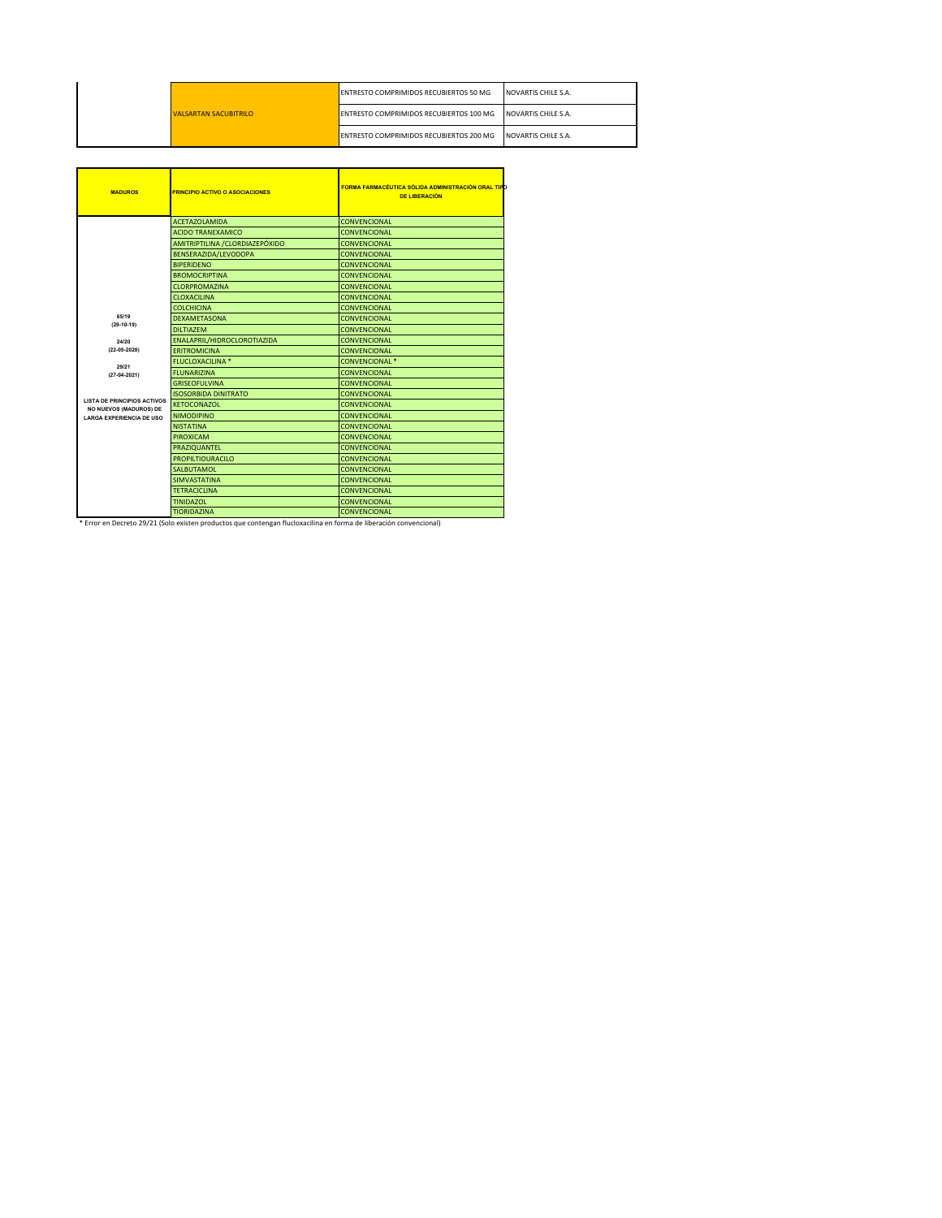| | | | |
|---|---|---|---|
| | VALSARTAN SACUBITRILO | ENTRESTO COMPRIMIDOS RECUBIERTOS 50 MG | NOVARTIS CHILE S.A. |
| | | ENTRESTO COMPRIMIDOS RECUBIERTOS 100 MG | NOVARTIS CHILE S.A. |
| | | ENTRESTO COMPRIMIDOS RECUBIERTOS 200 MG | NOVARTIS CHILE S.A. |

| MADUROS | PRINCIPIO ACTIVO O ASOCIACIONES | FORMA FARMACÉUTICA SÓLIDA ADMINISTRACIÓN ORAL TIPO DE LIBERACIÓN |
|---|---|---|
| 65/19 (29-10-19) 24/20 (22-05-2020) 29/21 (27-04-2021) LISTA DE PRINCIPIOS ACTIVOS NO NUEVOS (MADUROS) DE LARGA EXPERIENCIA DE USO | ACETAZOLAMIDA | CONVENCIONAL |
| | ACIDO TRANEXAMICO | CONVENCIONAL |
| | AMITRIPTILINA /CLORDIAZEPÓXIDO | CONVENCIONAL |
| | BENSERAZIDA/LEVODOPA | CONVENCIONAL |
| | BIPERIDENO | CONVENCIONAL |
| | BROMOCRIPTINA | CONVENCIONAL |
| | CLORPROMAZINA | CONVENCIONAL |
| | CLOXACILINA | CONVENCIONAL |
| | COLCHICINA | CONVENCIONAL |
| | DEXAMETASONA | CONVENCIONAL |
| | DILTIAZEM | CONVENCIONAL |
| | ENALAPRIL/HIDROCLOROTIAZIDA | CONVENCIONAL |
| | ERITROMICINA | CONVENCIONAL |
| | FLUCLOXACILINA * | CONVENCIONAL * |
| | FLUNARIZINA | CONVENCIONAL |
| | GRISEOFULVINA | CONVENCIONAL |
| | ISOSORBIDA DINITRATO | CONVENCIONAL |
| | KETOCONAZOL | CONVENCIONAL |
| | NIMODIPINO | CONVENCIONAL |
| | NISTATINA | CONVENCIONAL |
| | PIROXICAM | CONVENCIONAL |
| | PRAZIQUANTEL | CONVENCIONAL |
| | PROPILTIOURACILO | CONVENCIONAL |
| | SALBUTAMOL | CONVENCIONAL |
| | SIMVASTATINA | CONVENCIONAL |
| | TETRACICLINA | CONVENCIONAL |
| | TINIDAZOL | CONVENCIONAL |
| | TIORIDAZINA | CONVENCIONAL |

* Error en Decreto 29/21 (Solo existen productos que contengan flucloxacilina en forma de liberación convencional)